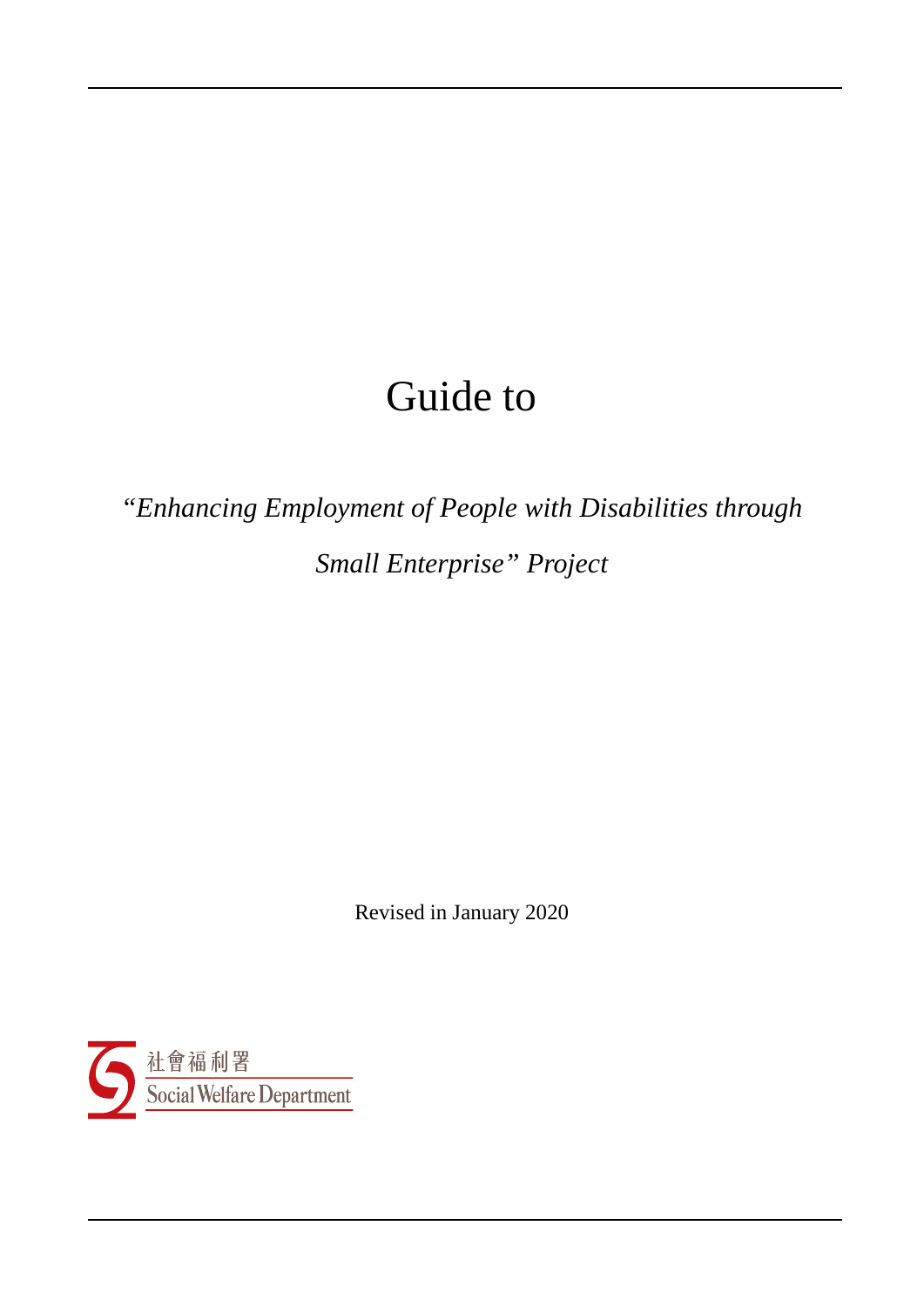# Guide to

*"Enhancing Employment of People with Disabilities through Small Enterprise" Project*

Revised in January 2020

社會福利署

Social Welfare Department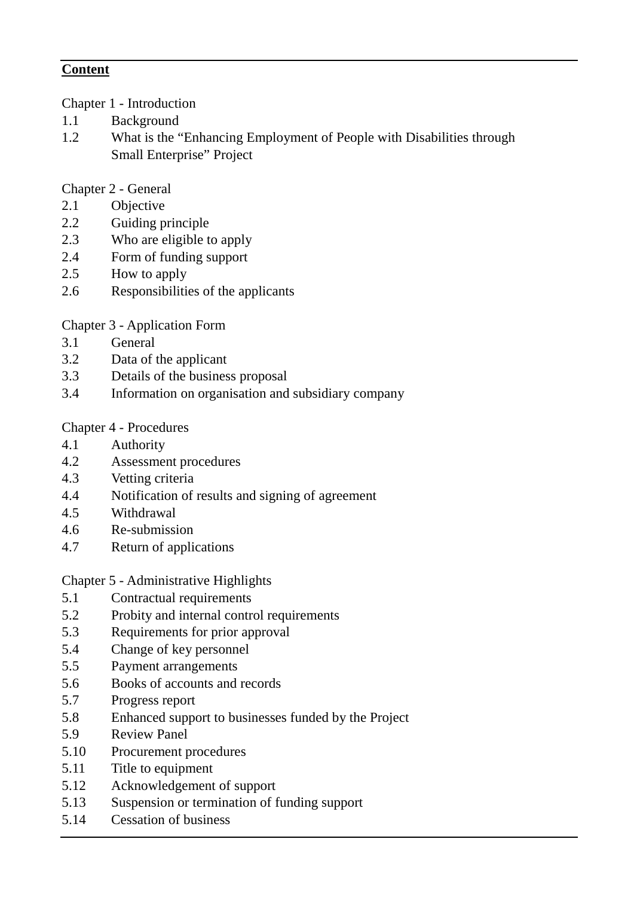**Content**

Chapter 1 - Introduction

1.1 Background
1.2 What is the "Enhancing Employment of People with Disabilities through Small Enterprise" Project

Chapter 2 - General

2.1 Objective
2.2 Guiding principle
2.3 Who are eligible to apply
2.4 Form of funding support
2.5 How to apply
2.6 Responsibilities of the applicants

Chapter 3 - Application Form

3.1 General
3.2 Data of the applicant
3.3 Details of the business proposal
3.4 Information on organisation and subsidiary company

Chapter 4 - Procedures

4.1 Authority
4.2 Assessment procedures
4.3 Vetting criteria
4.4 Notification of results and signing of agreement
4.5 Withdrawal
4.6 Re-submission
4.7 Return of applications

Chapter 5 - Administrative Highlights

5.1 Contractual requirements
5.2 Probity and internal control requirements
5.3 Requirements for prior approval
5.4 Change of key personnel
5.5 Payment arrangements
5.6 Books of accounts and records
5.7 Progress report
5.8 Enhanced support to businesses funded by the Project
5.9 Review Panel
5.10 Procurement procedures
5.11 Title to equipment
5.12 Acknowledgement of support
5.13 Suspension or termination of funding support
5.14 Cessation of business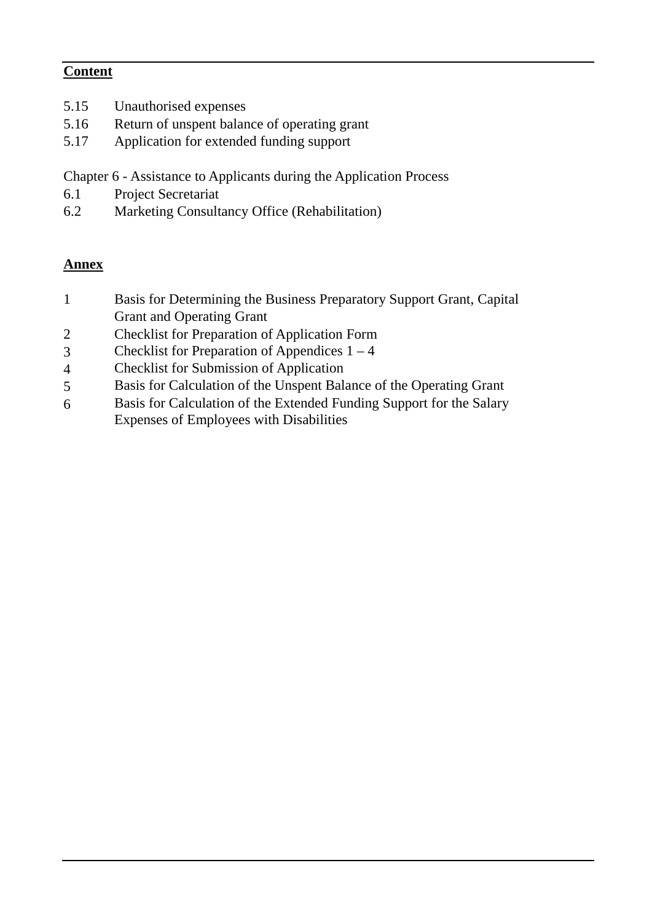**Content**

5.15 Unauthorised expenses
5.16 Return of unspent balance of operating grant
5.17 Application for extended funding support

Chapter 6 - Assistance to Applicants during the Application Process
6.1 Project Secretariat
6.2 Marketing Consultancy Office (Rehabilitation)

**Annex**

1 Basis for Determining the Business Preparatory Support Grant, Capital Grant and Operating Grant
2 Checklist for Preparation of Application Form
3 Checklist for Preparation of Appendices 1 – 4
4 Checklist for Submission of Application
5 Basis for Calculation of the Unspent Balance of the Operating Grant
6 Basis for Calculation of the Extended Funding Support for the Salary Expenses of Employees with Disabilities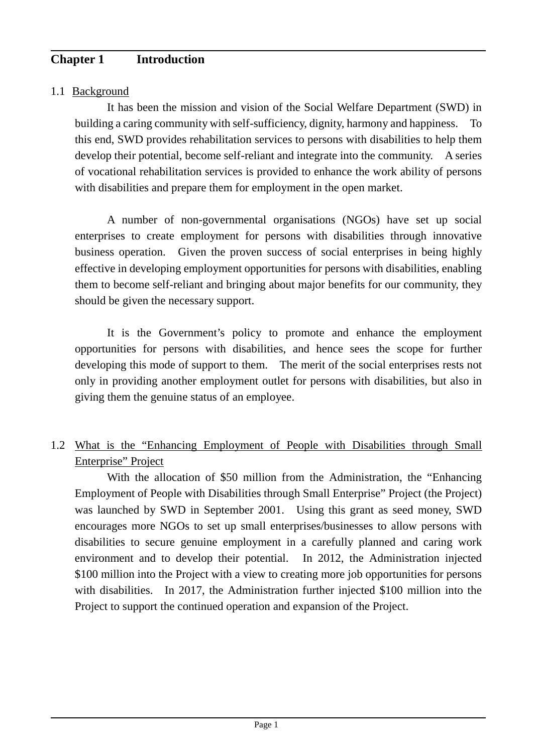# Chapter 1 Introduction

## 1.1 Background

It has been the mission and vision of the Social Welfare Department (SWD) in building a caring community with self-sufficiency, dignity, harmony and happiness. To this end, SWD provides rehabilitation services to persons with disabilities to help them develop their potential, become self-reliant and integrate into the community. A series of vocational rehabilitation services is provided to enhance the work ability of persons with disabilities and prepare them for employment in the open market.

A number of non-governmental organisations (NGOs) have set up social enterprises to create employment for persons with disabilities through innovative business operation. Given the proven success of social enterprises in being highly effective in developing employment opportunities for persons with disabilities, enabling them to become self-reliant and bringing about major benefits for our community, they should be given the necessary support.

It is the Government's policy to promote and enhance the employment opportunities for persons with disabilities, and hence sees the scope for further developing this mode of support to them. The merit of the social enterprises rests not only in providing another employment outlet for persons with disabilities, but also in giving them the genuine status of an employee.

## 1.2 What is the "Enhancing Employment of People with Disabilities through Small Enterprise" Project

With the allocation of $50 million from the Administration, the "Enhancing Employment of People with Disabilities through Small Enterprise" Project (the Project) was launched by SWD in September 2001. Using this grant as seed money, SWD encourages more NGOs to set up small enterprises/businesses to allow persons with disabilities to secure genuine employment in a carefully planned and caring work environment and to develop their potential. In 2012, the Administration injected $100 million into the Project with a view to creating more job opportunities for persons with disabilities. In 2017, the Administration further injected $100 million into the Project to support the continued operation and expansion of the Project.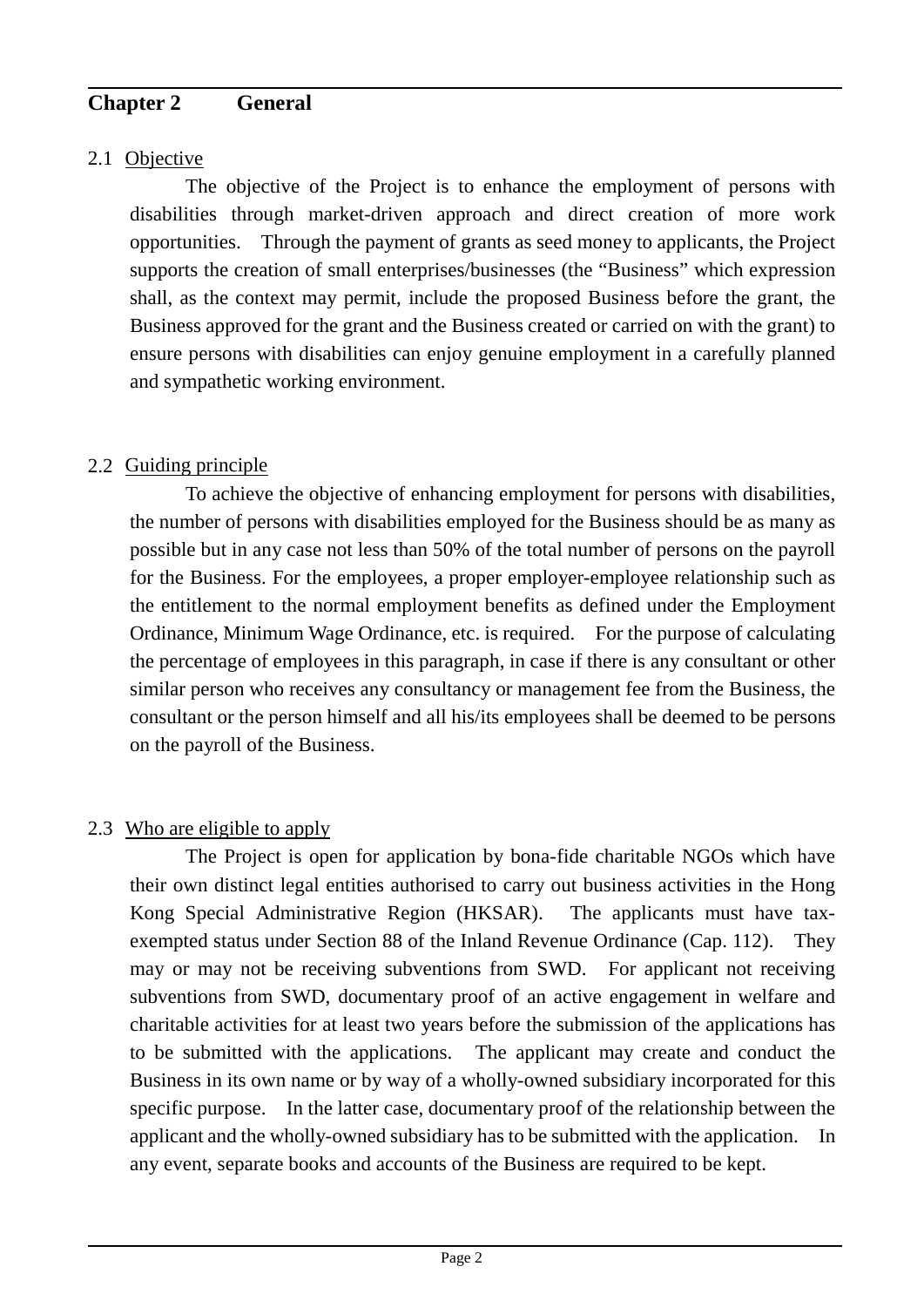## Chapter 2 General

### 2.1 Objective

The objective of the Project is to enhance the employment of persons with disabilities through market-driven approach and direct creation of more work opportunities. Through the payment of grants as seed money to applicants, the Project supports the creation of small enterprises/businesses (the "Business" which expression shall, as the context may permit, include the proposed Business before the grant, the Business approved for the grant and the Business created or carried on with the grant) to ensure persons with disabilities can enjoy genuine employment in a carefully planned and sympathetic working environment.

### 2.2 Guiding principle

To achieve the objective of enhancing employment for persons with disabilities, the number of persons with disabilities employed for the Business should be as many as possible but in any case not less than 50% of the total number of persons on the payroll for the Business. For the employees, a proper employer-employee relationship such as the entitlement to the normal employment benefits as defined under the Employment Ordinance, Minimum Wage Ordinance, etc. is required. For the purpose of calculating the percentage of employees in this paragraph, in case if there is any consultant or other similar person who receives any consultancy or management fee from the Business, the consultant or the person himself and all his/its employees shall be deemed to be persons on the payroll of the Business.

### 2.3 Who are eligible to apply

The Project is open for application by bona-fide charitable NGOs which have their own distinct legal entities authorised to carry out business activities in the Hong Kong Special Administrative Region (HKSAR). The applicants must have tax-exempted status under Section 88 of the Inland Revenue Ordinance (Cap. 112). They may or may not be receiving subventions from SWD. For applicant not receiving subventions from SWD, documentary proof of an active engagement in welfare and charitable activities for at least two years before the submission of the applications has to be submitted with the applications. The applicant may create and conduct the Business in its own name or by way of a wholly-owned subsidiary incorporated for this specific purpose. In the latter case, documentary proof of the relationship between the applicant and the wholly-owned subsidiary has to be submitted with the application. In any event, separate books and accounts of the Business are required to be kept.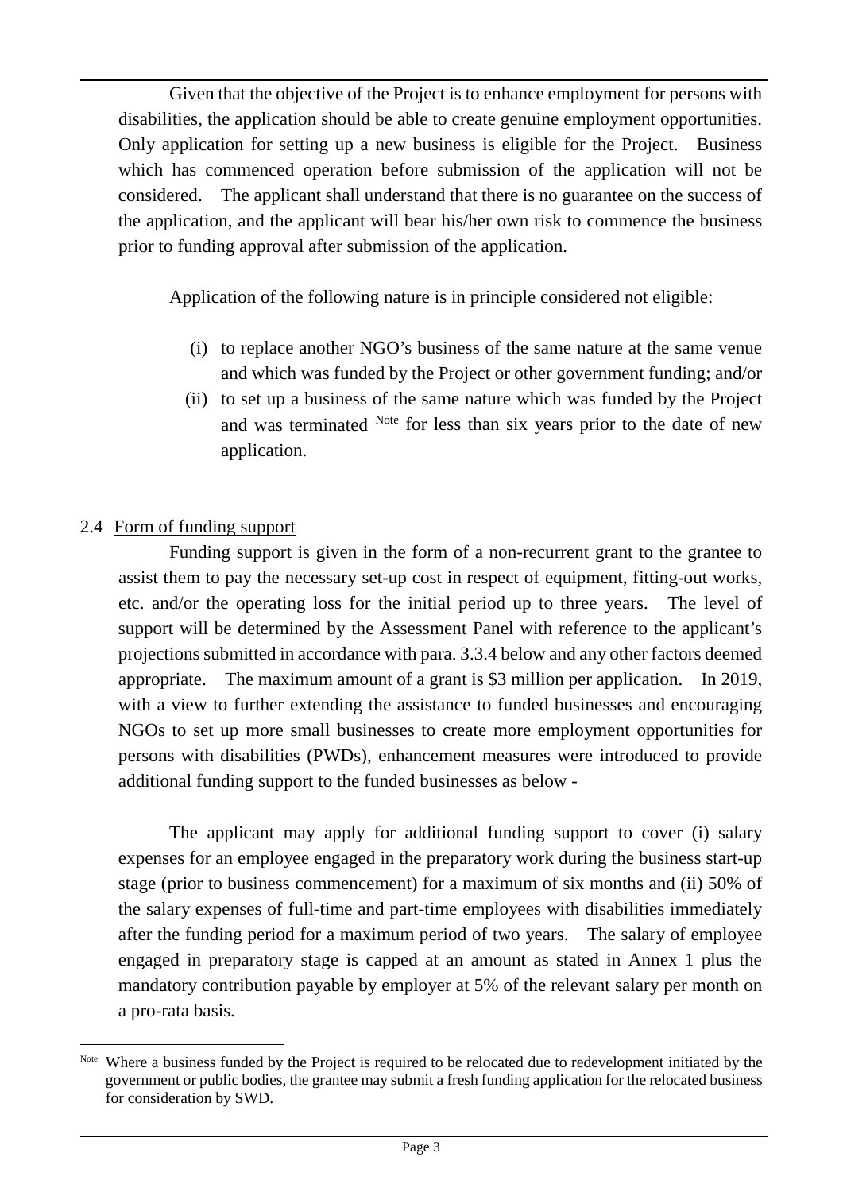Given that the objective of the Project is to enhance employment for persons with disabilities, the application should be able to create genuine employment opportunities. Only application for setting up a new business is eligible for the Project. Business which has commenced operation before submission of the application will not be considered. The applicant shall understand that there is no guarantee on the success of the application, and the applicant will bear his/her own risk to commence the business prior to funding approval after submission of the application.

Application of the following nature is in principle considered not eligible:

(i) to replace another NGO's business of the same nature at the same venue and which was funded by the Project or other government funding; and/or

(ii) to set up a business of the same nature which was funded by the Project and was terminated [Note] for less than six years prior to the date of new application.

## 2.4 Form of funding support

Funding support is given in the form of a non-recurrent grant to the grantee to assist them to pay the necessary set-up cost in respect of equipment, fitting-out works, etc. and/or the operating loss for the initial period up to three years. The level of support will be determined by the Assessment Panel with reference to the applicant's projections submitted in accordance with para. 3.3.4 below and any other factors deemed appropriate. The maximum amount of a grant is $3 million per application. In 2019, with a view to further extending the assistance to funded businesses and encouraging NGOs to set up more small businesses to create more employment opportunities for persons with disabilities (PWDs), enhancement measures were introduced to provide additional funding support to the funded businesses as below -

The applicant may apply for additional funding support to cover (i) salary expenses for an employee engaged in the preparatory work during the business start-up stage (prior to business commencement) for a maximum of six months and (ii) 50% of the salary expenses of full-time and part-time employees with disabilities immediately after the funding period for a maximum period of two years. The salary of employee engaged in preparatory stage is capped at an amount as stated in Annex 1 plus the mandatory contribution payable by employer at 5% of the relevant salary per month on a pro-rata basis.

---

[Note] Where a business funded by the Project is required to be relocated due to redevelopment initiated by the government or public bodies, the grantee may submit a fresh funding application for the relocated business for consideration by SWD.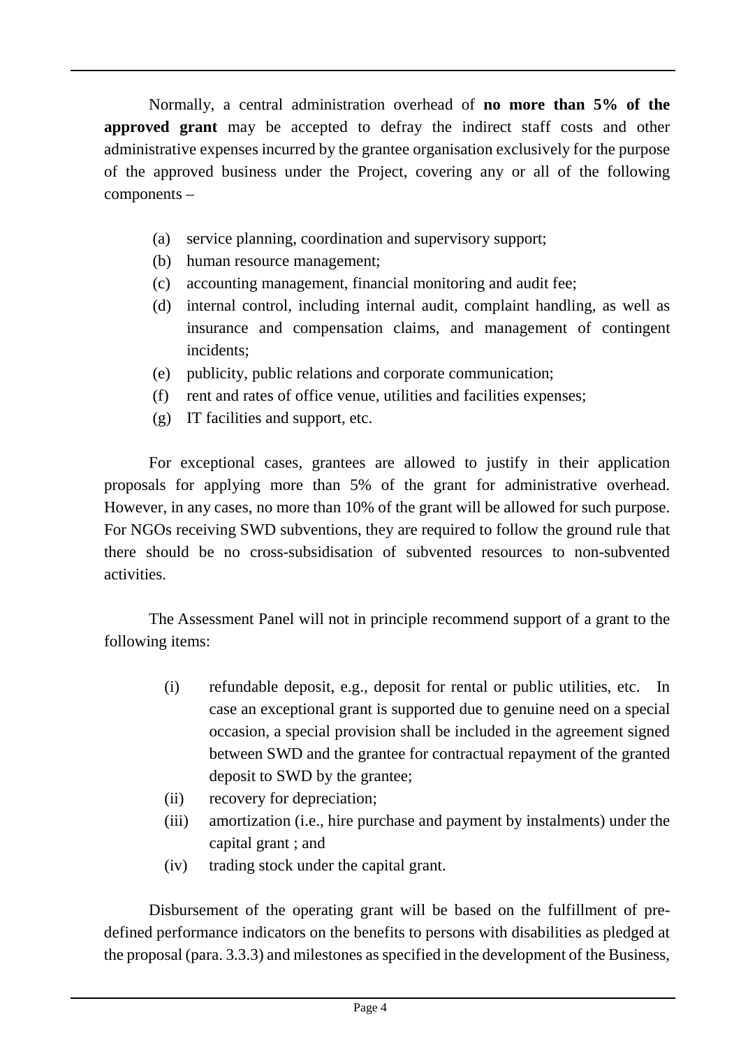Normally, a central administration overhead of **no more than 5% of the approved grant** may be accepted to defray the indirect staff costs and other administrative expenses incurred by the grantee organisation exclusively for the purpose of the approved business under the Project, covering any or all of the following components –

(a) service planning, coordination and supervisory support;
(b) human resource management;
(c) accounting management, financial monitoring and audit fee;
(d) internal control, including internal audit, complaint handling, as well as insurance and compensation claims, and management of contingent incidents;
(e) publicity, public relations and corporate communication;
(f) rent and rates of office venue, utilities and facilities expenses;
(g) IT facilities and support, etc.

For exceptional cases, grantees are allowed to justify in their application proposals for applying more than 5% of the grant for administrative overhead. However, in any cases, no more than 10% of the grant will be allowed for such purpose. For NGOs receiving SWD subventions, they are required to follow the ground rule that there should be no cross-subsidisation of subvented resources to non-subvented activities.

The Assessment Panel will not in principle recommend support of a grant to the following items:

(i) refundable deposit, e.g., deposit for rental or public utilities, etc. In case an exceptional grant is supported due to genuine need on a special occasion, a special provision shall be included in the agreement signed between SWD and the grantee for contractual repayment of the granted deposit to SWD by the grantee;
(ii) recovery for depreciation;
(iii) amortization (i.e., hire purchase and payment by instalments) under the capital grant ; and
(iv) trading stock under the capital grant.

Disbursement of the operating grant will be based on the fulfillment of pre-defined performance indicators on the benefits to persons with disabilities as pledged at the proposal (para. 3.3.3) and milestones as specified in the development of the Business,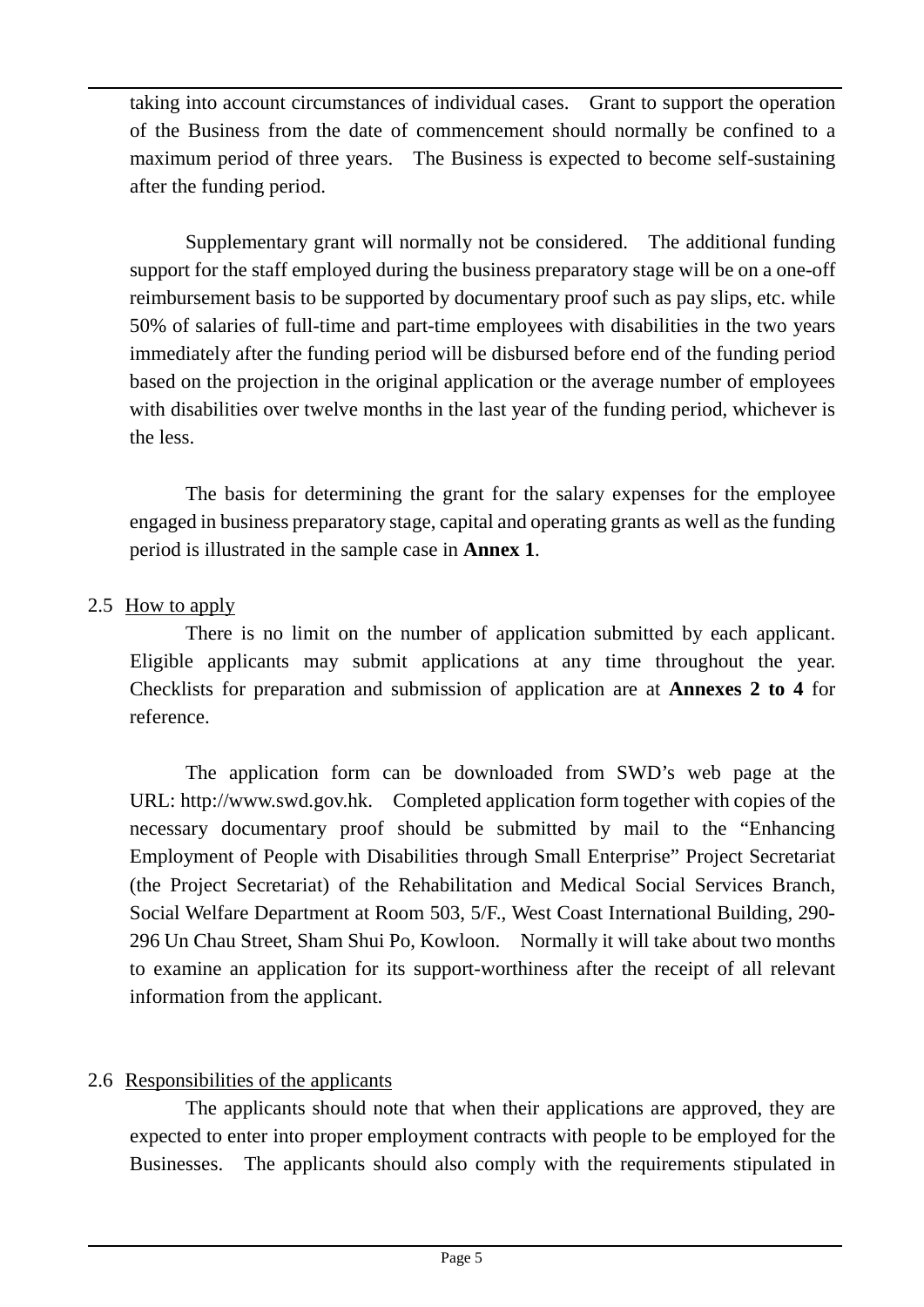taking into account circumstances of individual cases. Grant to support the operation of the Business from the date of commencement should normally be confined to a maximum period of three years. The Business is expected to become self-sustaining after the funding period.

Supplementary grant will normally not be considered. The additional funding support for the staff employed during the business preparatory stage will be on a one-off reimbursement basis to be supported by documentary proof such as pay slips, etc. while 50% of salaries of full-time and part-time employees with disabilities in the two years immediately after the funding period will be disbursed before end of the funding period based on the projection in the original application or the average number of employees with disabilities over twelve months in the last year of the funding period, whichever is the less.

The basis for determining the grant for the salary expenses for the employee engaged in business preparatory stage, capital and operating grants as well as the funding period is illustrated in the sample case in **Annex 1**.

2.5 How to apply

There is no limit on the number of application submitted by each applicant. Eligible applicants may submit applications at any time throughout the year. Checklists for preparation and submission of application are at **Annexes 2 to 4** for reference.

The application form can be downloaded from SWD's web page at the URL: http://www.swd.gov.hk. Completed application form together with copies of the necessary documentary proof should be submitted by mail to the "Enhancing Employment of People with Disabilities through Small Enterprise" Project Secretariat (the Project Secretariat) of the Rehabilitation and Medical Social Services Branch, Social Welfare Department at Room 503, 5/F., West Coast International Building, 290-296 Un Chau Street, Sham Shui Po, Kowloon. Normally it will take about two months to examine an application for its support-worthiness after the receipt of all relevant information from the applicant.

2.6 Responsibilities of the applicants

The applicants should note that when their applications are approved, they are expected to enter into proper employment contracts with people to be employed for the Businesses. The applicants should also comply with the requirements stipulated in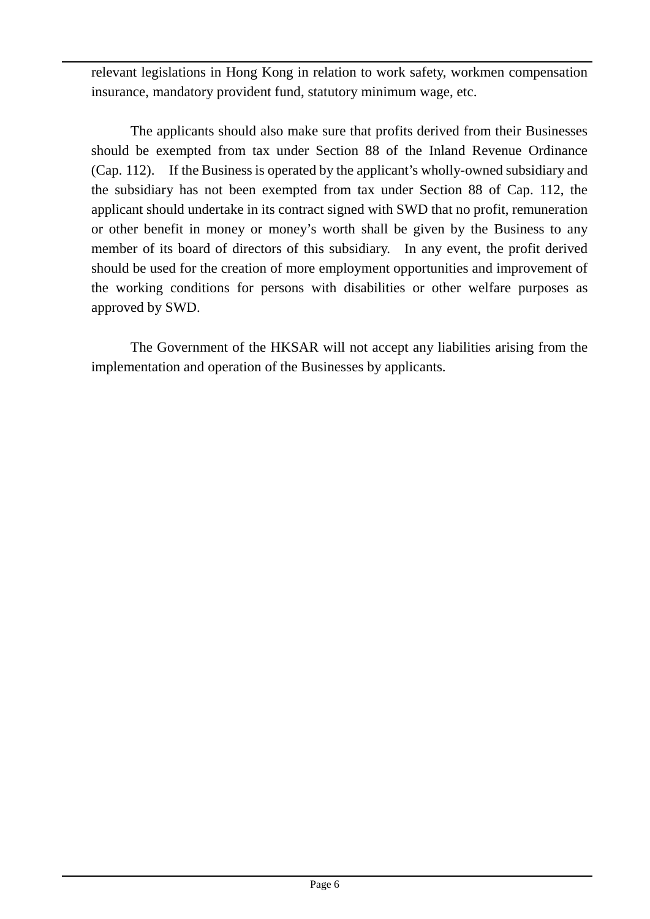relevant legislations in Hong Kong in relation to work safety, workmen compensation insurance, mandatory provident fund, statutory minimum wage, etc.

The applicants should also make sure that profits derived from their Businesses should be exempted from tax under Section 88 of the Inland Revenue Ordinance (Cap. 112). If the Business is operated by the applicant's wholly-owned subsidiary and the subsidiary has not been exempted from tax under Section 88 of Cap. 112, the applicant should undertake in its contract signed with SWD that no profit, remuneration or other benefit in money or money's worth shall be given by the Business to any member of its board of directors of this subsidiary. In any event, the profit derived should be used for the creation of more employment opportunities and improvement of the working conditions for persons with disabilities or other welfare purposes as approved by SWD.

The Government of the HKSAR will not accept any liabilities arising from the implementation and operation of the Businesses by applicants.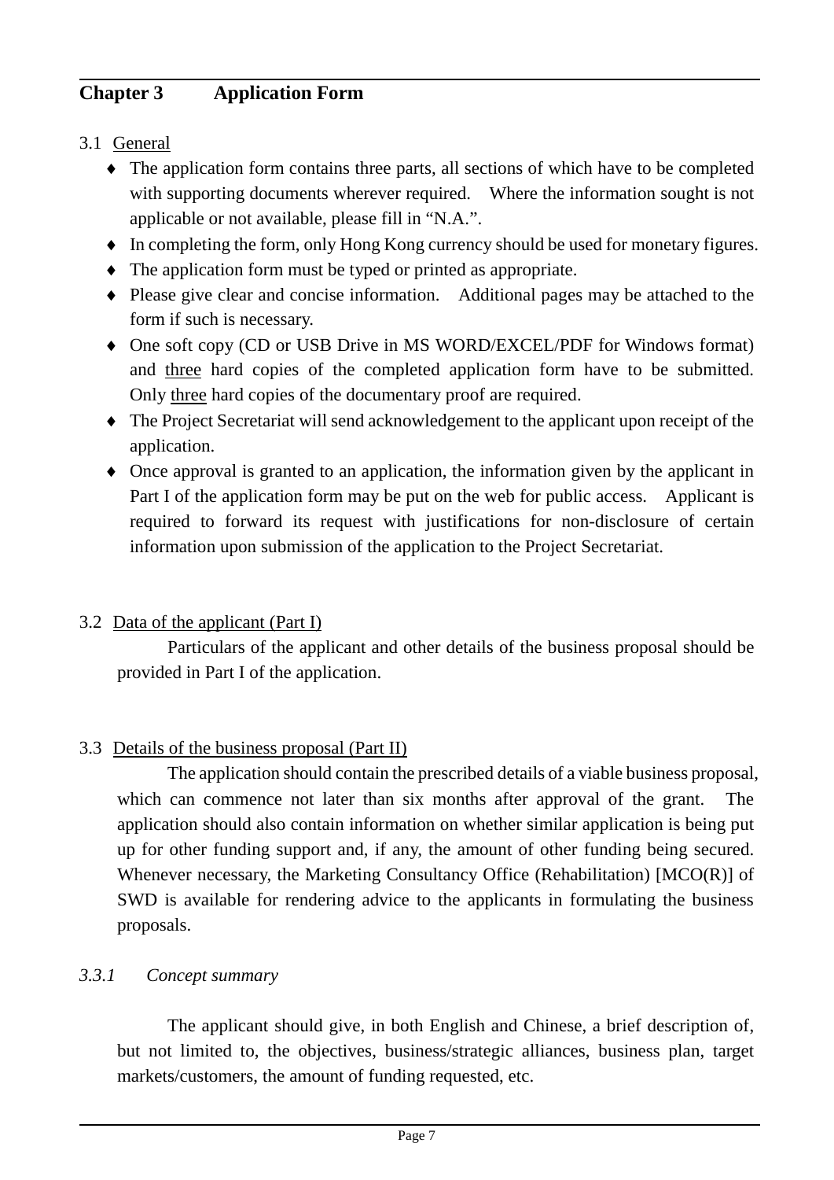## Chapter 3 Application Form

3.1 General

- The application form contains three parts, all sections of which have to be completed with supporting documents wherever required. Where the information sought is not applicable or not available, please fill in "N.A.".
- In completing the form, only Hong Kong currency should be used for monetary figures.
- The application form must be typed or printed as appropriate.
- Please give clear and concise information. Additional pages may be attached to the form if such is necessary.
- One soft copy (CD or USB Drive in MS WORD/EXCEL/PDF for Windows format) and three hard copies of the completed application form have to be submitted. Only three hard copies of the documentary proof are required.
- The Project Secretariat will send acknowledgement to the applicant upon receipt of the application.
- Once approval is granted to an application, the information given by the applicant in Part I of the application form may be put on the web for public access. Applicant is required to forward its request with justifications for non-disclosure of certain information upon submission of the application to the Project Secretariat.

3.2 Data of the applicant (Part I)

Particulars of the applicant and other details of the business proposal should be provided in Part I of the application.

3.3 Details of the business proposal (Part II)

The application should contain the prescribed details of a viable business proposal, which can commence not later than six months after approval of the grant. The application should also contain information on whether similar application is being put up for other funding support and, if any, the amount of other funding being secured. Whenever necessary, the Marketing Consultancy Office (Rehabilitation) [MCO(R)] of SWD is available for rendering advice to the applicants in formulating the business proposals.

*3.3.1 Concept summary*

The applicant should give, in both English and Chinese, a brief description of, but not limited to, the objectives, business/strategic alliances, business plan, target markets/customers, the amount of funding requested, etc.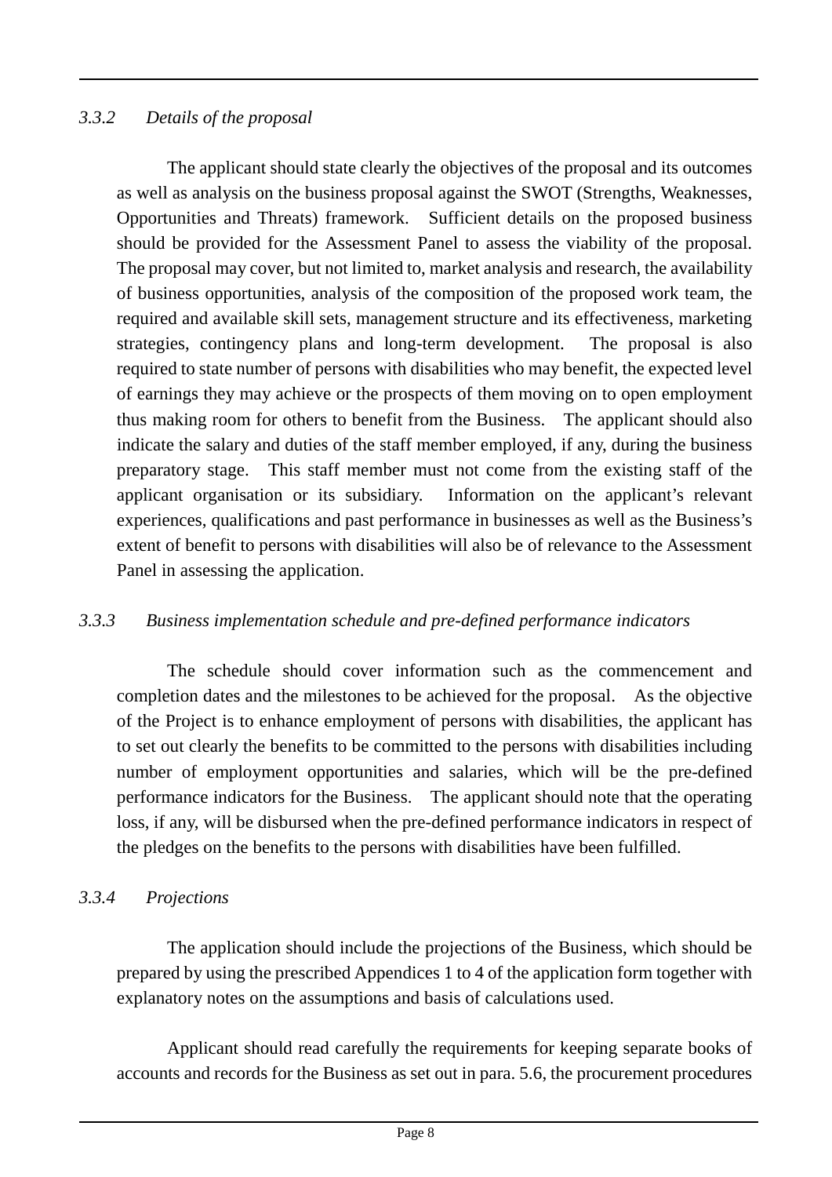*3.3.2 Details of the proposal*

The applicant should state clearly the objectives of the proposal and its outcomes as well as analysis on the business proposal against the SWOT (Strengths, Weaknesses, Opportunities and Threats) framework. Sufficient details on the proposed business should be provided for the Assessment Panel to assess the viability of the proposal. The proposal may cover, but not limited to, market analysis and research, the availability of business opportunities, analysis of the composition of the proposed work team, the required and available skill sets, management structure and its effectiveness, marketing strategies, contingency plans and long-term development. The proposal is also required to state number of persons with disabilities who may benefit, the expected level of earnings they may achieve or the prospects of them moving on to open employment thus making room for others to benefit from the Business. The applicant should also indicate the salary and duties of the staff member employed, if any, during the business preparatory stage. This staff member must not come from the existing staff of the applicant organisation or its subsidiary. Information on the applicant's relevant experiences, qualifications and past performance in businesses as well as the Business's extent of benefit to persons with disabilities will also be of relevance to the Assessment Panel in assessing the application.

*3.3.3 Business implementation schedule and pre-defined performance indicators*

The schedule should cover information such as the commencement and completion dates and the milestones to be achieved for the proposal. As the objective of the Project is to enhance employment of persons with disabilities, the applicant has to set out clearly the benefits to be committed to the persons with disabilities including number of employment opportunities and salaries, which will be the pre-defined performance indicators for the Business. The applicant should note that the operating loss, if any, will be disbursed when the pre-defined performance indicators in respect of the pledges on the benefits to the persons with disabilities have been fulfilled.

*3.3.4 Projections*

The application should include the projections of the Business, which should be prepared by using the prescribed Appendices 1 to 4 of the application form together with explanatory notes on the assumptions and basis of calculations used.

Applicant should read carefully the requirements for keeping separate books of accounts and records for the Business as set out in para. 5.6, the procurement procedures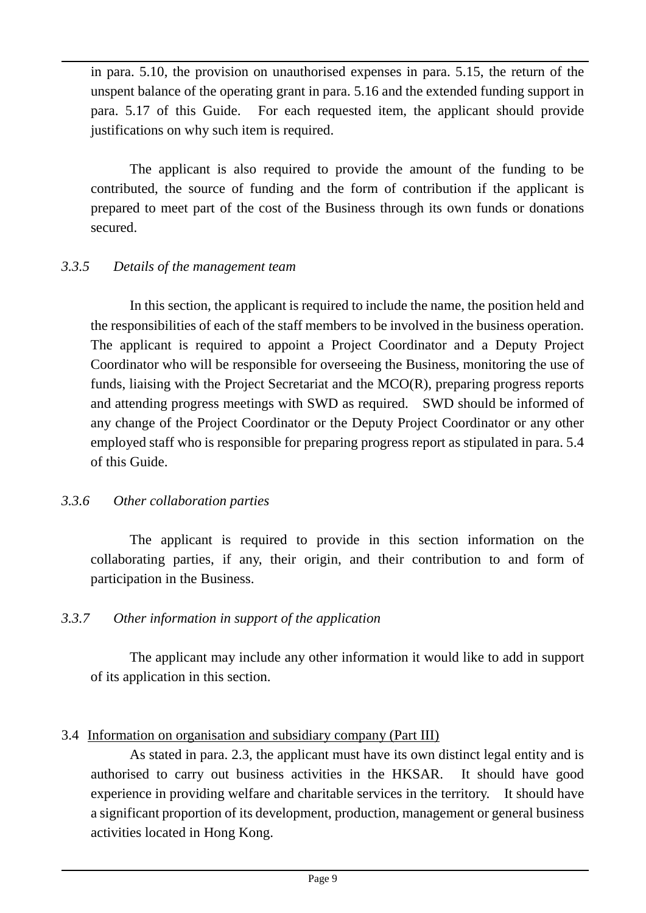in para. 5.10, the provision on unauthorised expenses in para. 5.15, the return of the unspent balance of the operating grant in para. 5.16 and the extended funding support in para. 5.17 of this Guide. For each requested item, the applicant should provide justifications on why such item is required.

The applicant is also required to provide the amount of the funding to be contributed, the source of funding and the form of contribution if the applicant is prepared to meet part of the cost of the Business through its own funds or donations secured.

*3.3.5 Details of the management team*

In this section, the applicant is required to include the name, the position held and the responsibilities of each of the staff members to be involved in the business operation. The applicant is required to appoint a Project Coordinator and a Deputy Project Coordinator who will be responsible for overseeing the Business, monitoring the use of funds, liaising with the Project Secretariat and the MCO(R), preparing progress reports and attending progress meetings with SWD as required. SWD should be informed of any change of the Project Coordinator or the Deputy Project Coordinator or any other employed staff who is responsible for preparing progress report as stipulated in para. 5.4 of this Guide.

*3.3.6 Other collaboration parties*

The applicant is required to provide in this section information on the collaborating parties, if any, their origin, and their contribution to and form of participation in the Business.

*3.3.7 Other information in support of the application*

The applicant may include any other information it would like to add in support of its application in this section.

3.4 <u>Information on organisation and subsidiary company (Part III)</u>

As stated in para. 2.3, the applicant must have its own distinct legal entity and is authorised to carry out business activities in the HKSAR. It should have good experience in providing welfare and charitable services in the territory. It should have a significant proportion of its development, production, management or general business activities located in Hong Kong.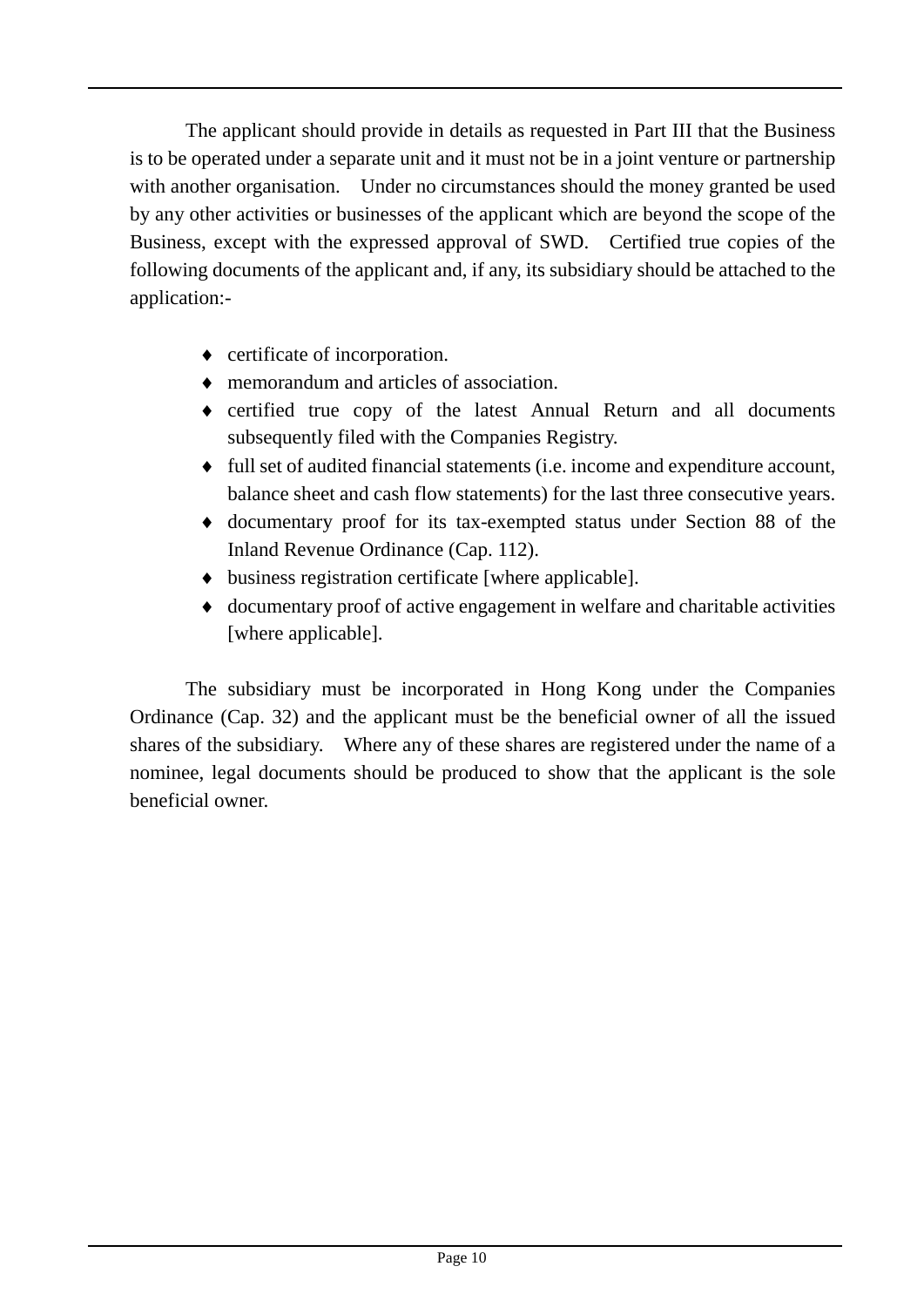The applicant should provide in details as requested in Part III that the Business is to be operated under a separate unit and it must not be in a joint venture or partnership with another organisation. Under no circumstances should the money granted be used by any other activities or businesses of the applicant which are beyond the scope of the Business, except with the expressed approval of SWD. Certified true copies of the following documents of the applicant and, if any, its subsidiary should be attached to the application:-

- certificate of incorporation.
- memorandum and articles of association.
- certified true copy of the latest Annual Return and all documents subsequently filed with the Companies Registry.
- full set of audited financial statements (i.e. income and expenditure account, balance sheet and cash flow statements) for the last three consecutive years.
- documentary proof for its tax-exempted status under Section 88 of the Inland Revenue Ordinance (Cap. 112).
- business registration certificate [where applicable].
- documentary proof of active engagement in welfare and charitable activities [where applicable].

The subsidiary must be incorporated in Hong Kong under the Companies Ordinance (Cap. 32) and the applicant must be the beneficial owner of all the issued shares of the subsidiary. Where any of these shares are registered under the name of a nominee, legal documents should be produced to show that the applicant is the sole beneficial owner.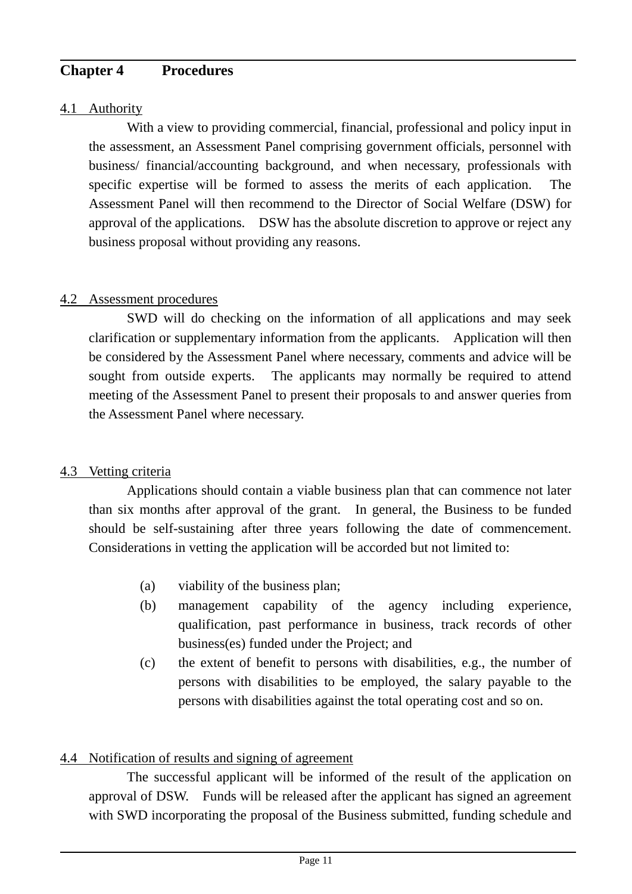# Chapter 4 Procedures

## 4.1 Authority

With a view to providing commercial, financial, professional and policy input in the assessment, an Assessment Panel comprising government officials, personnel with business/ financial/accounting background, and when necessary, professionals with specific expertise will be formed to assess the merits of each application. The Assessment Panel will then recommend to the Director of Social Welfare (DSW) for approval of the applications. DSW has the absolute discretion to approve or reject any business proposal without providing any reasons.

## 4.2 Assessment procedures

SWD will do checking on the information of all applications and may seek clarification or supplementary information from the applicants. Application will then be considered by the Assessment Panel where necessary, comments and advice will be sought from outside experts. The applicants may normally be required to attend meeting of the Assessment Panel to present their proposals to and answer queries from the Assessment Panel where necessary.

## 4.3 Vetting criteria

Applications should contain a viable business plan that can commence not later than six months after approval of the grant. In general, the Business to be funded should be self-sustaining after three years following the date of commencement. Considerations in vetting the application will be accorded but not limited to:

(a) viability of the business plan;

(b) management capability of the agency including experience, qualification, past performance in business, track records of other business(es) funded under the Project; and

(c) the extent of benefit to persons with disabilities, e.g., the number of persons with disabilities to be employed, the salary payable to the persons with disabilities against the total operating cost and so on.

## 4.4 Notification of results and signing of agreement

The successful applicant will be informed of the result of the application on approval of DSW. Funds will be released after the applicant has signed an agreement with SWD incorporating the proposal of the Business submitted, funding schedule and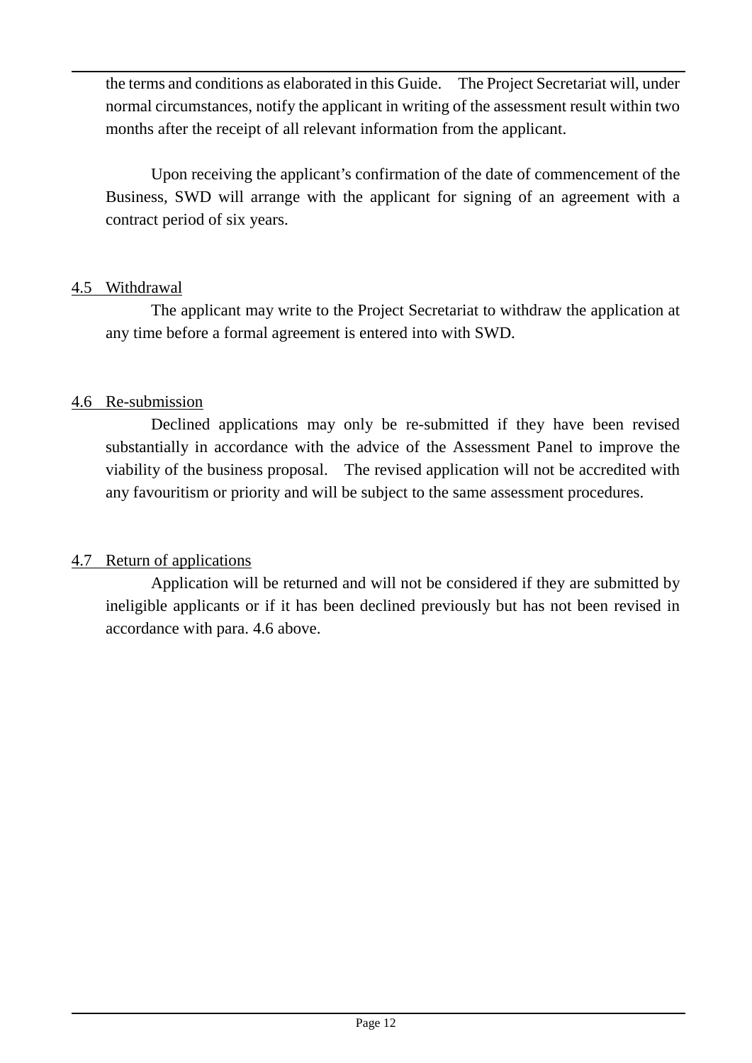the terms and conditions as elaborated in this Guide. The Project Secretariat will, under normal circumstances, notify the applicant in writing of the assessment result within two months after the receipt of all relevant information from the applicant.

Upon receiving the applicant's confirmation of the date of commencement of the Business, SWD will arrange with the applicant for signing of an agreement with a contract period of six years.

## 4.5 Withdrawal

The applicant may write to the Project Secretariat to withdraw the application at any time before a formal agreement is entered into with SWD.

## 4.6 Re-submission

Declined applications may only be re-submitted if they have been revised substantially in accordance with the advice of the Assessment Panel to improve the viability of the business proposal. The revised application will not be accredited with any favouritism or priority and will be subject to the same assessment procedures.

## 4.7 Return of applications

Application will be returned and will not be considered if they are submitted by ineligible applicants or if it has been declined previously but has not been revised in accordance with para. 4.6 above.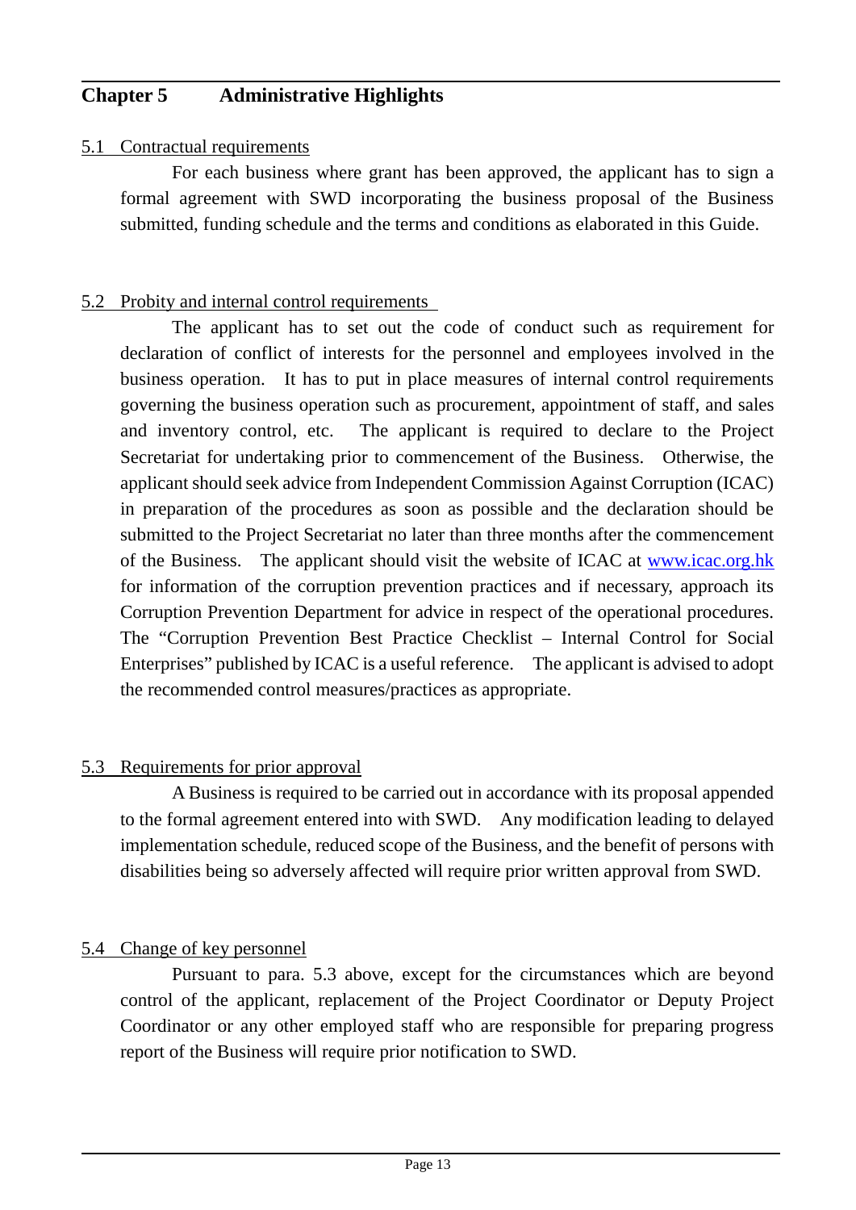# Chapter 5 Administrative Highlights

## 5.1 Contractual requirements

For each business where grant has been approved, the applicant has to sign a formal agreement with SWD incorporating the business proposal of the Business submitted, funding schedule and the terms and conditions as elaborated in this Guide.

## 5.2 Probity and internal control requirements

The applicant has to set out the code of conduct such as requirement for declaration of conflict of interests for the personnel and employees involved in the business operation. It has to put in place measures of internal control requirements governing the business operation such as procurement, appointment of staff, and sales and inventory control, etc. The applicant is required to declare to the Project Secretariat for undertaking prior to commencement of the Business. Otherwise, the applicant should seek advice from Independent Commission Against Corruption (ICAC) in preparation of the procedures as soon as possible and the declaration should be submitted to the Project Secretariat no later than three months after the commencement of the Business. The applicant should visit the website of ICAC at www.icac.org.hk for information of the corruption prevention practices and if necessary, approach its Corruption Prevention Department for advice in respect of the operational procedures. The "Corruption Prevention Best Practice Checklist – Internal Control for Social Enterprises" published by ICAC is a useful reference. The applicant is advised to adopt the recommended control measures/practices as appropriate.

## 5.3 Requirements for prior approval

A Business is required to be carried out in accordance with its proposal appended to the formal agreement entered into with SWD. Any modification leading to delayed implementation schedule, reduced scope of the Business, and the benefit of persons with disabilities being so adversely affected will require prior written approval from SWD.

## 5.4 Change of key personnel

Pursuant to para. 5.3 above, except for the circumstances which are beyond control of the applicant, replacement of the Project Coordinator or Deputy Project Coordinator or any other employed staff who are responsible for preparing progress report of the Business will require prior notification to SWD.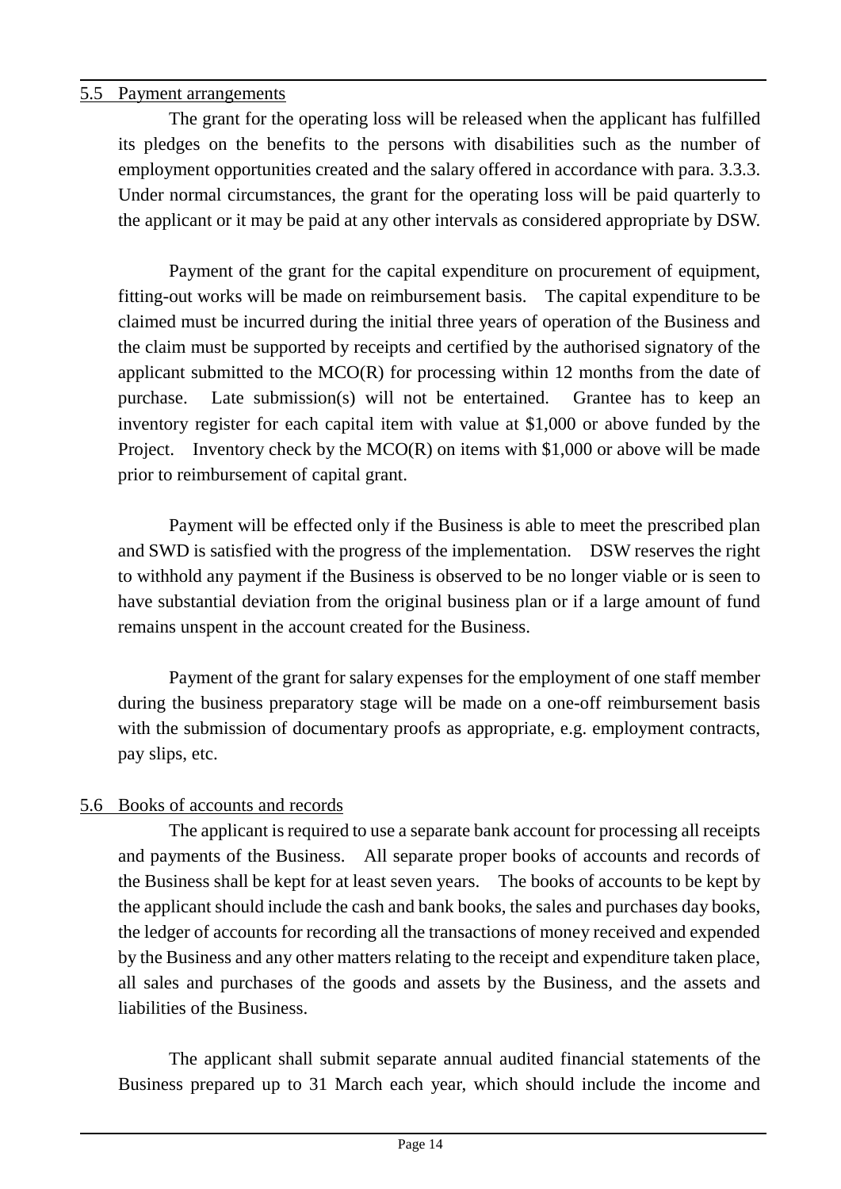## 5.5 Payment arrangements

The grant for the operating loss will be released when the applicant has fulfilled its pledges on the benefits to the persons with disabilities such as the number of employment opportunities created and the salary offered in accordance with para. 3.3.3. Under normal circumstances, the grant for the operating loss will be paid quarterly to the applicant or it may be paid at any other intervals as considered appropriate by DSW.

Payment of the grant for the capital expenditure on procurement of equipment, fitting-out works will be made on reimbursement basis. The capital expenditure to be claimed must be incurred during the initial three years of operation of the Business and the claim must be supported by receipts and certified by the authorised signatory of the applicant submitted to the MCO(R) for processing within 12 months from the date of purchase. Late submission(s) will not be entertained. Grantee has to keep an inventory register for each capital item with value at $1,000 or above funded by the Project. Inventory check by the MCO(R) on items with $1,000 or above will be made prior to reimbursement of capital grant.

Payment will be effected only if the Business is able to meet the prescribed plan and SWD is satisfied with the progress of the implementation. DSW reserves the right to withhold any payment if the Business is observed to be no longer viable or is seen to have substantial deviation from the original business plan or if a large amount of fund remains unspent in the account created for the Business.

Payment of the grant for salary expenses for the employment of one staff member during the business preparatory stage will be made on a one-off reimbursement basis with the submission of documentary proofs as appropriate, e.g. employment contracts, pay slips, etc.

## 5.6 Books of accounts and records

The applicant is required to use a separate bank account for processing all receipts and payments of the Business. All separate proper books of accounts and records of the Business shall be kept for at least seven years. The books of accounts to be kept by the applicant should include the cash and bank books, the sales and purchases day books, the ledger of accounts for recording all the transactions of money received and expended by the Business and any other matters relating to the receipt and expenditure taken place, all sales and purchases of the goods and assets by the Business, and the assets and liabilities of the Business.

The applicant shall submit separate annual audited financial statements of the Business prepared up to 31 March each year, which should include the income and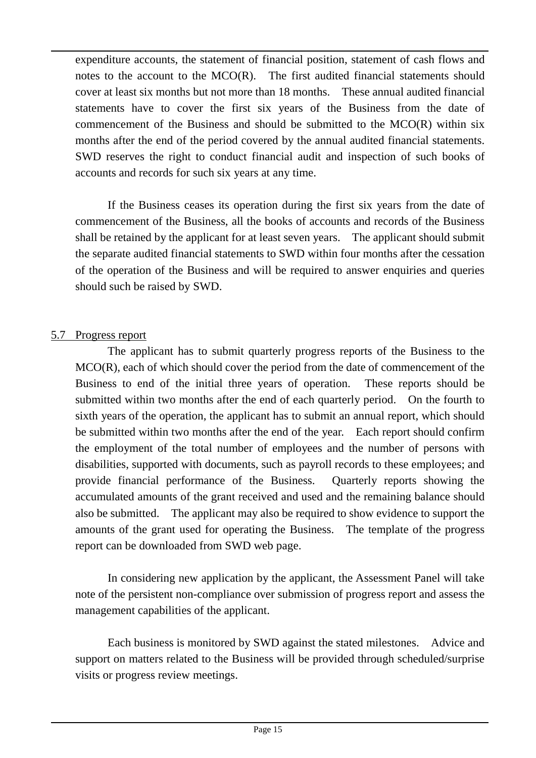expenditure accounts, the statement of financial position, statement of cash flows and notes to the account to the MCO(R). The first audited financial statements should cover at least six months but not more than 18 months. These annual audited financial statements have to cover the first six years of the Business from the date of commencement of the Business and should be submitted to the MCO(R) within six months after the end of the period covered by the annual audited financial statements. SWD reserves the right to conduct financial audit and inspection of such books of accounts and records for such six years at any time.

If the Business ceases its operation during the first six years from the date of commencement of the Business, all the books of accounts and records of the Business shall be retained by the applicant for at least seven years. The applicant should submit the separate audited financial statements to SWD within four months after the cessation of the operation of the Business and will be required to answer enquiries and queries should such be raised by SWD.

## 5.7 Progress report

The applicant has to submit quarterly progress reports of the Business to the MCO(R), each of which should cover the period from the date of commencement of the Business to end of the initial three years of operation. These reports should be submitted within two months after the end of each quarterly period. On the fourth to sixth years of the operation, the applicant has to submit an annual report, which should be submitted within two months after the end of the year. Each report should confirm the employment of the total number of employees and the number of persons with disabilities, supported with documents, such as payroll records to these employees; and provide financial performance of the Business. Quarterly reports showing the accumulated amounts of the grant received and used and the remaining balance should also be submitted. The applicant may also be required to show evidence to support the amounts of the grant used for operating the Business. The template of the progress report can be downloaded from SWD web page.

In considering new application by the applicant, the Assessment Panel will take note of the persistent non-compliance over submission of progress report and assess the management capabilities of the applicant.

Each business is monitored by SWD against the stated milestones. Advice and support on matters related to the Business will be provided through scheduled/surprise visits or progress review meetings.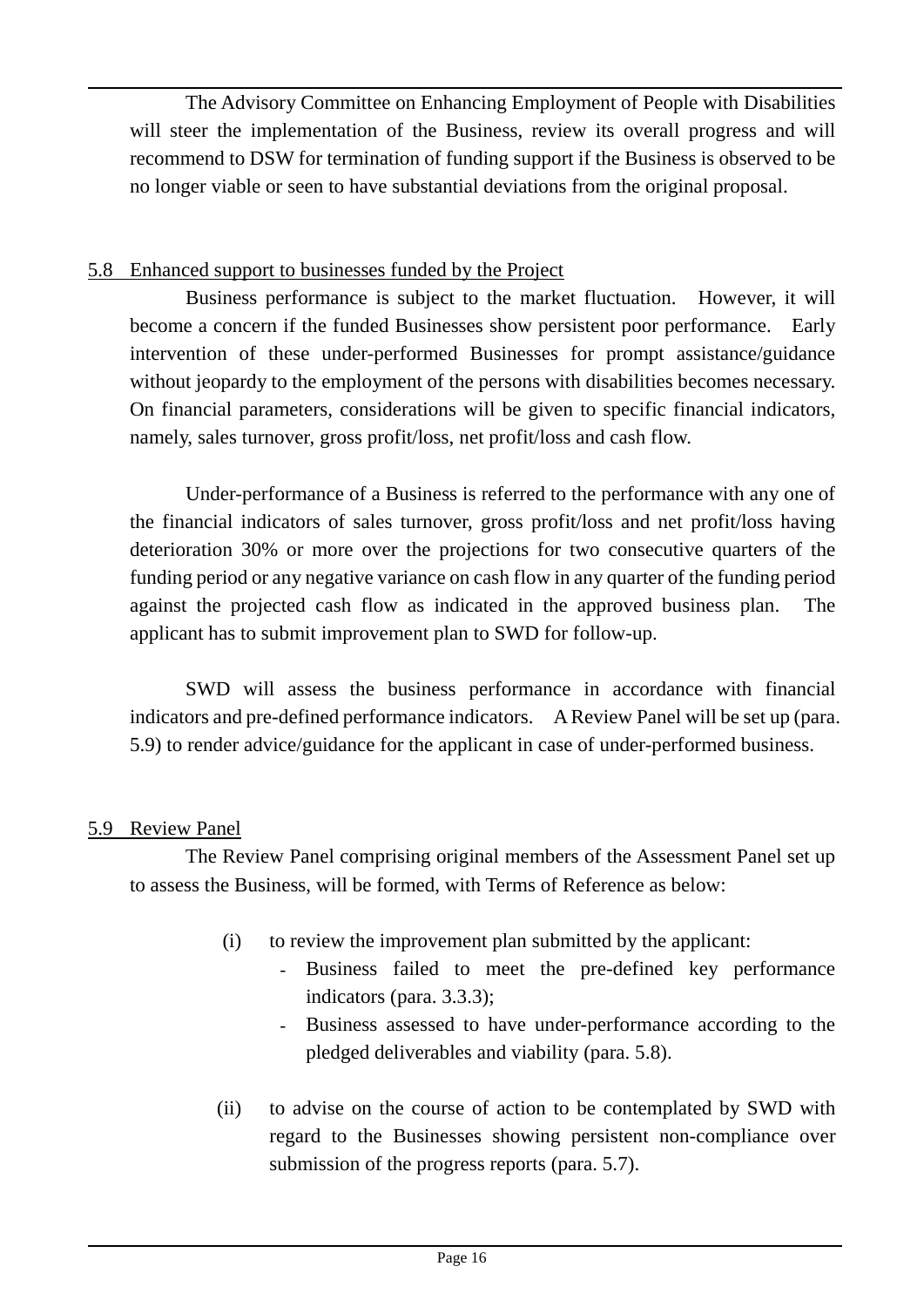The Advisory Committee on Enhancing Employment of People with Disabilities will steer the implementation of the Business, review its overall progress and will recommend to DSW for termination of funding support if the Business is observed to be no longer viable or seen to have substantial deviations from the original proposal.

## 5.8 Enhanced support to businesses funded by the Project

Business performance is subject to the market fluctuation. However, it will become a concern if the funded Businesses show persistent poor performance. Early intervention of these under-performed Businesses for prompt assistance/guidance without jeopardy to the employment of the persons with disabilities becomes necessary. On financial parameters, considerations will be given to specific financial indicators, namely, sales turnover, gross profit/loss, net profit/loss and cash flow.

Under-performance of a Business is referred to the performance with any one of the financial indicators of sales turnover, gross profit/loss and net profit/loss having deterioration 30% or more over the projections for two consecutive quarters of the funding period or any negative variance on cash flow in any quarter of the funding period against the projected cash flow as indicated in the approved business plan. The applicant has to submit improvement plan to SWD for follow-up.

SWD will assess the business performance in accordance with financial indicators and pre-defined performance indicators. A Review Panel will be set up (para. 5.9) to render advice/guidance for the applicant in case of under-performed business.

## 5.9 Review Panel

The Review Panel comprising original members of the Assessment Panel set up to assess the Business, will be formed, with Terms of Reference as below:

(i) to review the improvement plan submitted by the applicant:
- Business failed to meet the pre-defined key performance indicators (para. 3.3.3);
- Business assessed to have under-performance according to the pledged deliverables and viability (para. 5.8).

(ii) to advise on the course of action to be contemplated by SWD with regard to the Businesses showing persistent non-compliance over submission of the progress reports (para. 5.7).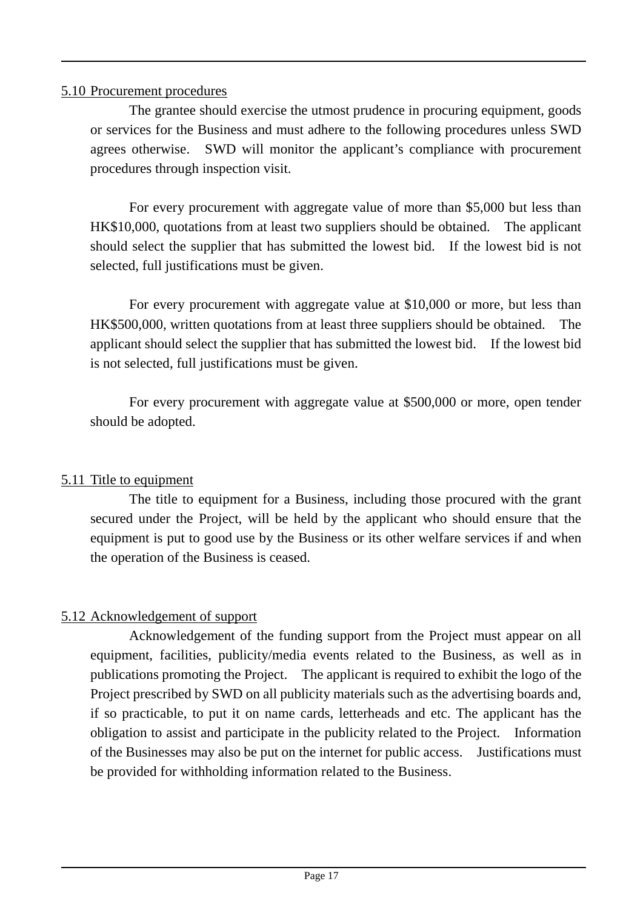5.10 Procurement procedures

The grantee should exercise the utmost prudence in procuring equipment, goods or services for the Business and must adhere to the following procedures unless SWD agrees otherwise. SWD will monitor the applicant's compliance with procurement procedures through inspection visit.

For every procurement with aggregate value of more than $5,000 but less than HK$10,000, quotations from at least two suppliers should be obtained. The applicant should select the supplier that has submitted the lowest bid. If the lowest bid is not selected, full justifications must be given.

For every procurement with aggregate value at $10,000 or more, but less than HK$500,000, written quotations from at least three suppliers should be obtained. The applicant should select the supplier that has submitted the lowest bid. If the lowest bid is not selected, full justifications must be given.

For every procurement with aggregate value at $500,000 or more, open tender should be adopted.

5.11 Title to equipment

The title to equipment for a Business, including those procured with the grant secured under the Project, will be held by the applicant who should ensure that the equipment is put to good use by the Business or its other welfare services if and when the operation of the Business is ceased.

5.12 Acknowledgement of support

Acknowledgement of the funding support from the Project must appear on all equipment, facilities, publicity/media events related to the Business, as well as in publications promoting the Project. The applicant is required to exhibit the logo of the Project prescribed by SWD on all publicity materials such as the advertising boards and, if so practicable, to put it on name cards, letterheads and etc. The applicant has the obligation to assist and participate in the publicity related to the Project. Information of the Businesses may also be put on the internet for public access. Justifications must be provided for withholding information related to the Business.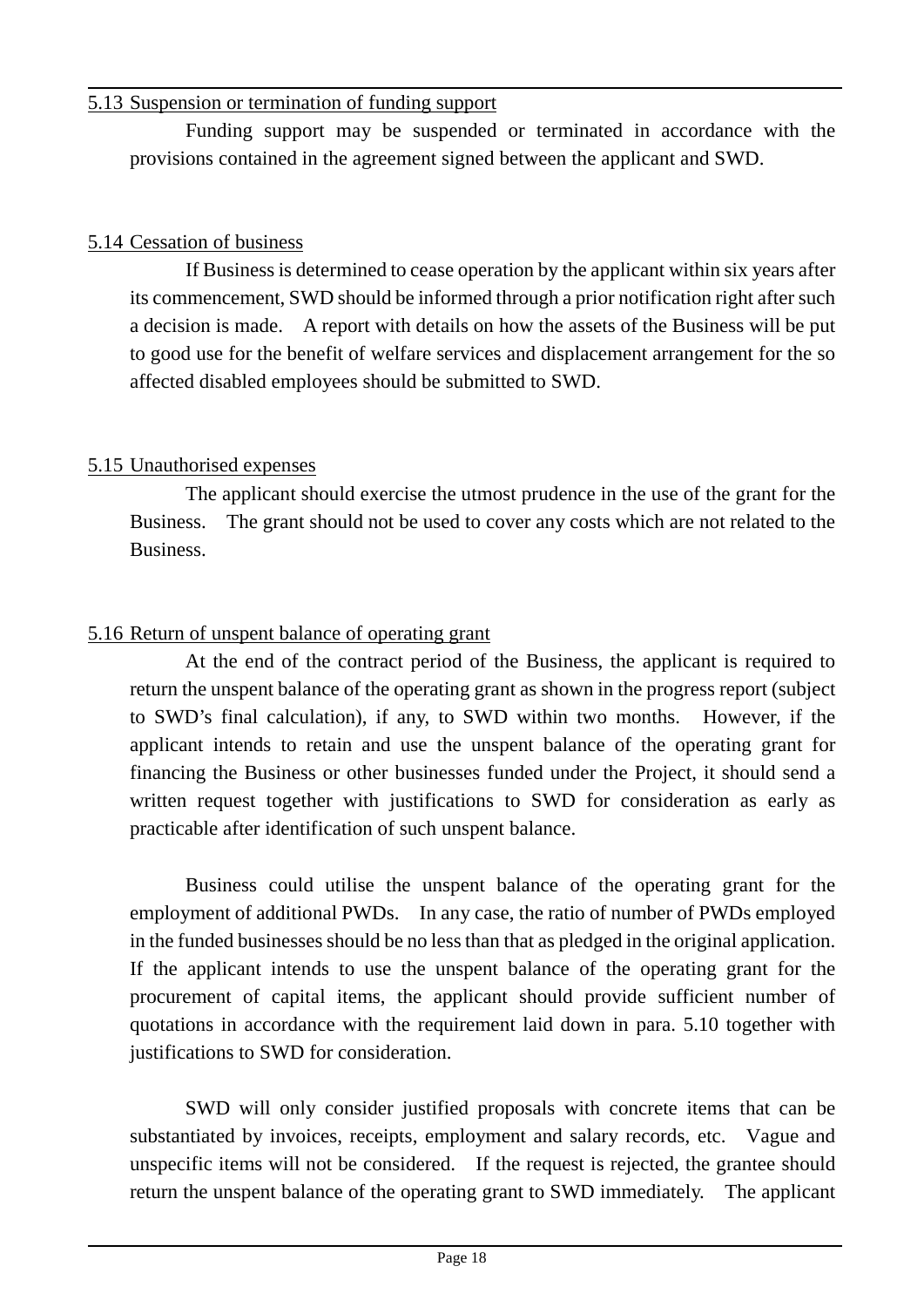5.13 Suspension or termination of funding support

Funding support may be suspended or terminated in accordance with the provisions contained in the agreement signed between the applicant and SWD.

5.14 Cessation of business

If Business is determined to cease operation by the applicant within six years after its commencement, SWD should be informed through a prior notification right after such a decision is made. A report with details on how the assets of the Business will be put to good use for the benefit of welfare services and displacement arrangement for the so affected disabled employees should be submitted to SWD.

5.15 Unauthorised expenses

The applicant should exercise the utmost prudence in the use of the grant for the Business. The grant should not be used to cover any costs which are not related to the Business.

5.16 Return of unspent balance of operating grant

At the end of the contract period of the Business, the applicant is required to return the unspent balance of the operating grant as shown in the progress report (subject to SWD's final calculation), if any, to SWD within two months. However, if the applicant intends to retain and use the unspent balance of the operating grant for financing the Business or other businesses funded under the Project, it should send a written request together with justifications to SWD for consideration as early as practicable after identification of such unspent balance.

Business could utilise the unspent balance of the operating grant for the employment of additional PWDs. In any case, the ratio of number of PWDs employed in the funded businesses should be no less than that as pledged in the original application. If the applicant intends to use the unspent balance of the operating grant for the procurement of capital items, the applicant should provide sufficient number of quotations in accordance with the requirement laid down in para. 5.10 together with justifications to SWD for consideration.

SWD will only consider justified proposals with concrete items that can be substantiated by invoices, receipts, employment and salary records, etc. Vague and unspecific items will not be considered. If the request is rejected, the grantee should return the unspent balance of the operating grant to SWD immediately. The applicant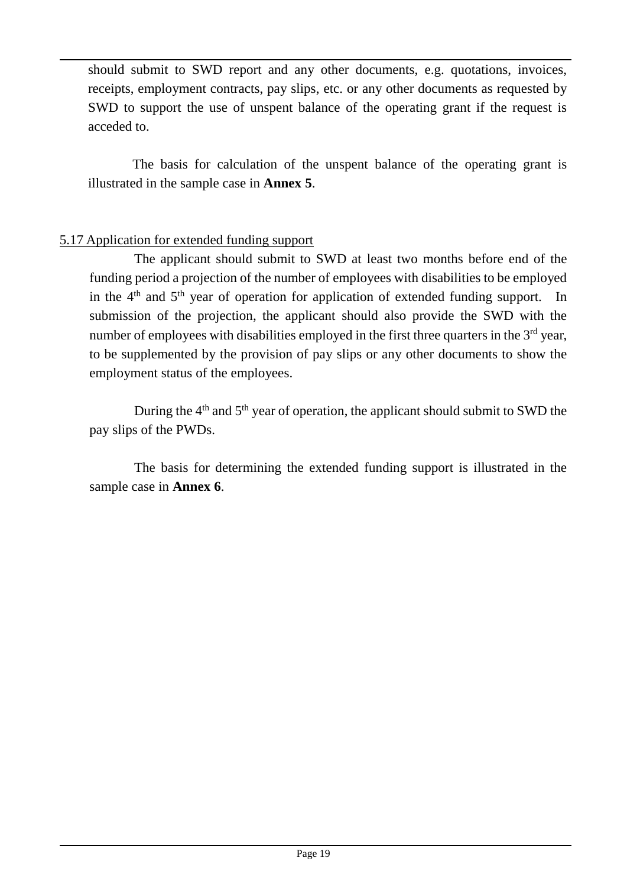should submit to SWD report and any other documents, e.g. quotations, invoices, receipts, employment contracts, pay slips, etc. or any other documents as requested by SWD to support the use of unspent balance of the operating grant if the request is acceded to.

The basis for calculation of the unspent balance of the operating grant is illustrated in the sample case in **Annex 5**.

5.17 Application for extended funding support

The applicant should submit to SWD at least two months before end of the funding period a projection of the number of employees with disabilities to be employed in the 4th and 5th year of operation for application of extended funding support. In submission of the projection, the applicant should also provide the SWD with the number of employees with disabilities employed in the first three quarters in the 3rd year, to be supplemented by the provision of pay slips or any other documents to show the employment status of the employees.

During the 4th and 5th year of operation, the applicant should submit to SWD the pay slips of the PWDs.

The basis for determining the extended funding support is illustrated in the sample case in **Annex 6**.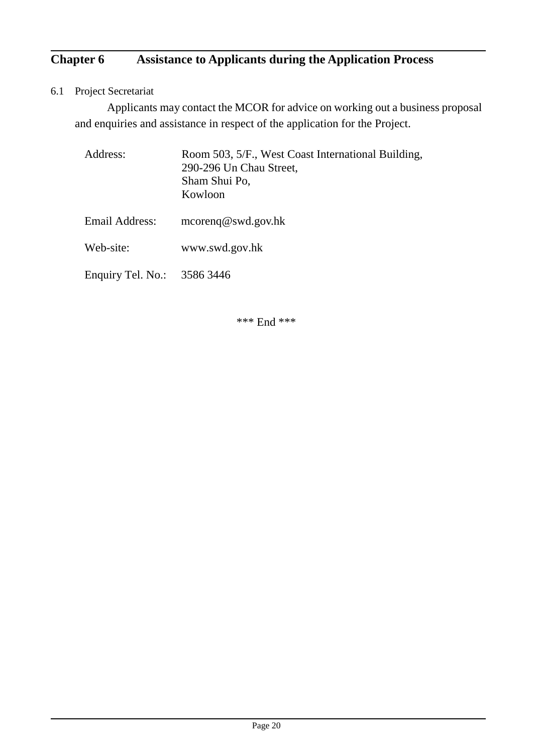# Chapter 6 Assistance to Applicants during the Application Process

6.1 Project Secretariat

Applicants may contact the MCOR for advice on working out a business proposal and enquiries and assistance in respect of the application for the Project.

| | |
|---|---|
| Address: | Room 503, 5/F., West Coast International Building,<br>290-296 Un Chau Street,<br>Sham Shui Po,<br>Kowloon |
| Email Address: | mcorenq@swd.gov.hk |
| Web-site: | www.swd.gov.hk |
| Enquiry Tel. No.: | 3586 3446 |

*** End ***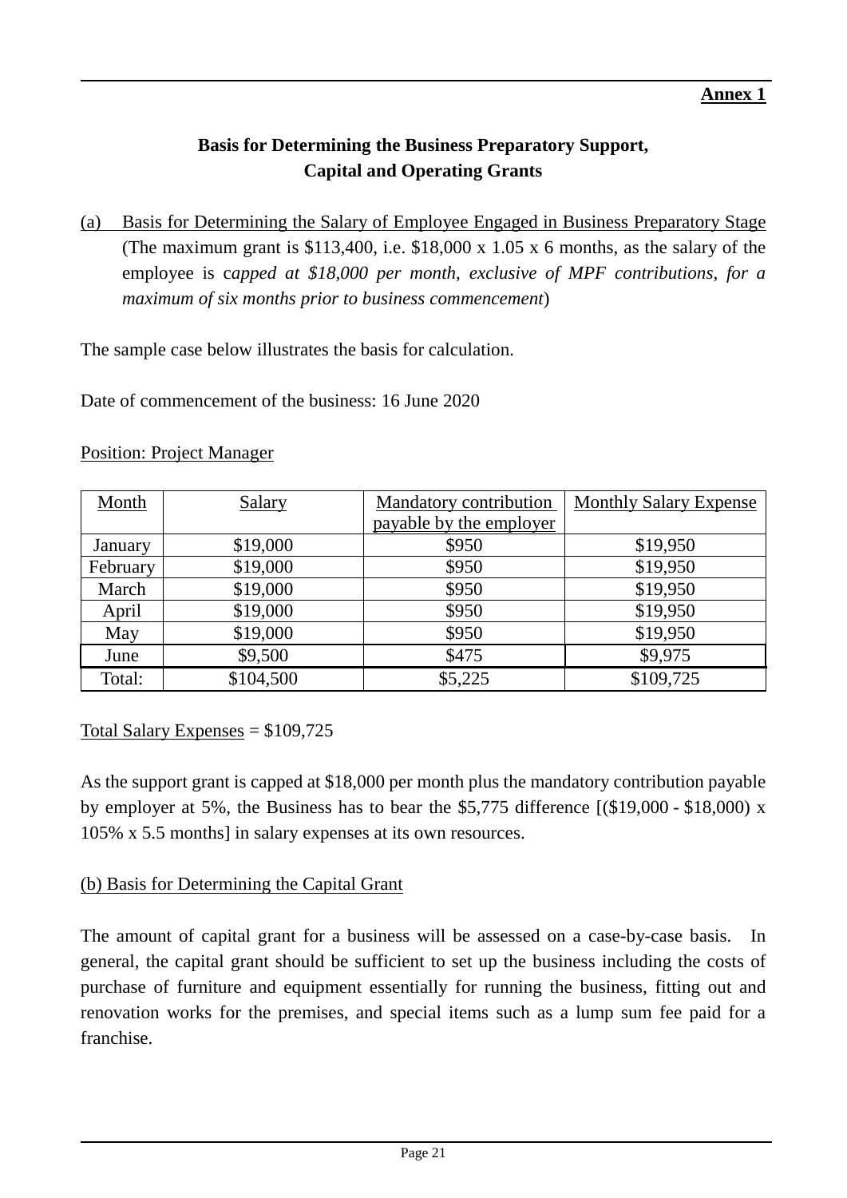**Annex 1**

## Basis for Determining the Business Preparatory Support, Capital and Operating Grants

(a) Basis for Determining the Salary of Employee Engaged in Business Preparatory Stage
(The maximum grant is $113,400, i.e. $18,000 x 1.05 x 6 months, as the salary of the employee is c*apped at $18,000 per month, exclusive of MPF contributions, for a maximum of six months prior to business commencement*)

The sample case below illustrates the basis for calculation.

Date of commencement of the business: 16 June 2020

Position: Project Manager

| Month | Salary | Mandatory contribution payable by the employer | Monthly Salary Expense |
|---|---|---|---|
| January | $19,000 | $950 | $19,950 |
| February | $19,000 | $950 | $19,950 |
| March | $19,000 | $950 | $19,950 |
| April | $19,000 | $950 | $19,950 |
| May | $19,000 | $950 | $19,950 |
| June | $9,500 | $475 | $9,975 |
| Total: | $104,500 | $5,225 | $109,725 |

Total Salary Expenses = $109,725

As the support grant is capped at $18,000 per month plus the mandatory contribution payable by employer at 5%, the Business has to bear the $5,775 difference [($19,000 - $18,000) x 105% x 5.5 months] in salary expenses at its own resources.

(b) Basis for Determining the Capital Grant

The amount of capital grant for a business will be assessed on a case-by-case basis. In general, the capital grant should be sufficient to set up the business including the costs of purchase of furniture and equipment essentially for running the business, fitting out and renovation works for the premises, and special items such as a lump sum fee paid for a franchise.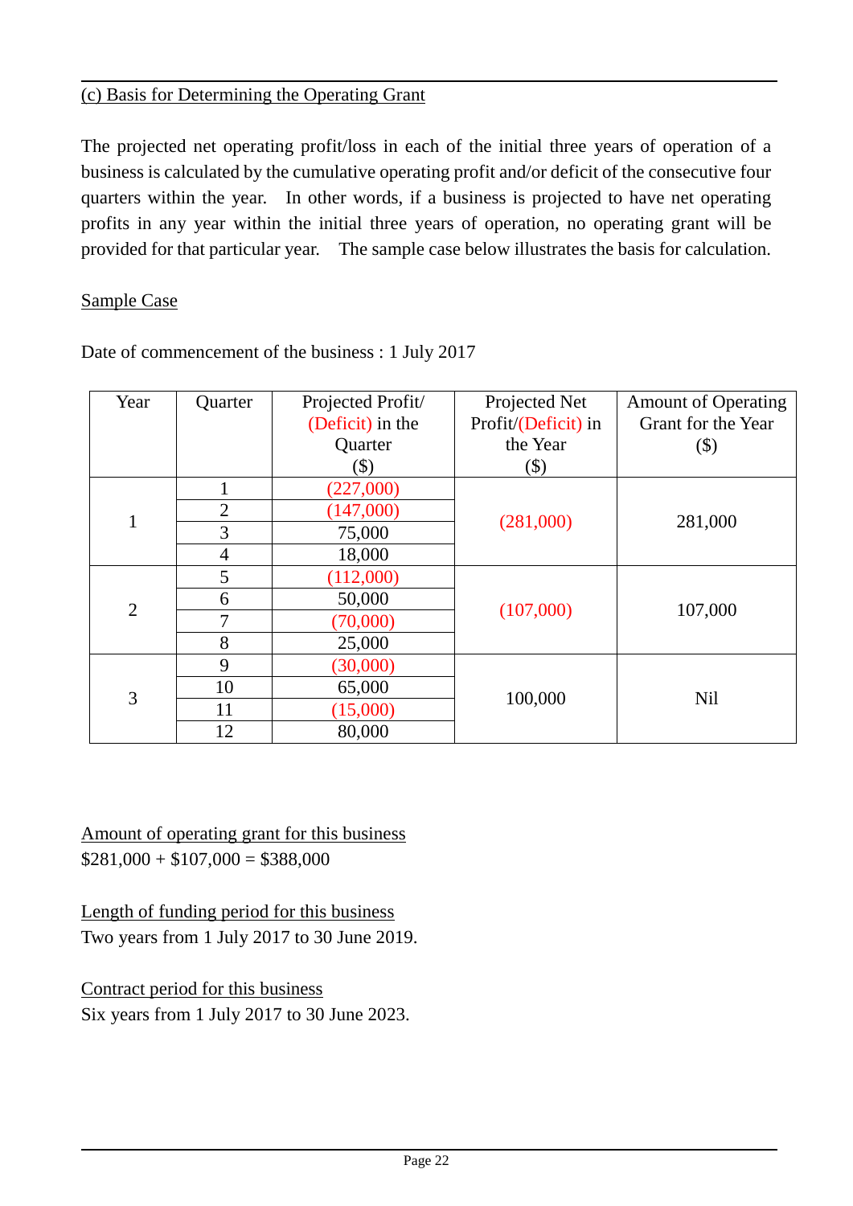(c) Basis for Determining the Operating Grant

The projected net operating profit/loss in each of the initial three years of operation of a business is calculated by the cumulative operating profit and/or deficit of the consecutive four quarters within the year. In other words, if a business is projected to have net operating profits in any year within the initial three years of operation, no operating grant will be provided for that particular year. The sample case below illustrates the basis for calculation.

Sample Case

Date of commencement of the business : 1 July 2017

| Year | Quarter | Projected Profit/ (Deficit) in the Quarter ($) | Projected Net Profit/(Deficit) in the Year ($) | Amount of Operating Grant for the Year ($) |
|---|---|---|---|---|
| 1 | 1 | (227,000) | (281,000) | 281,000 |
| | 2 | (147,000) | | |
| | 3 | 75,000 | | |
| | 4 | 18,000 | | |
| 2 | 5 | (112,000) | (107,000) | 107,000 |
| | 6 | 50,000 | | |
| | 7 | (70,000) | | |
| | 8 | 25,000 | | |
| 3 | 9 | (30,000) | 100,000 | Nil |
| | 10 | 65,000 | | |
| | 11 | (15,000) | | |
| | 12 | 80,000 | | |

Amount of operating grant for this business
$281,000 + $107,000 = $388,000

Length of funding period for this business
Two years from 1 July 2017 to 30 June 2019.

Contract period for this business
Six years from 1 July 2017 to 30 June 2023.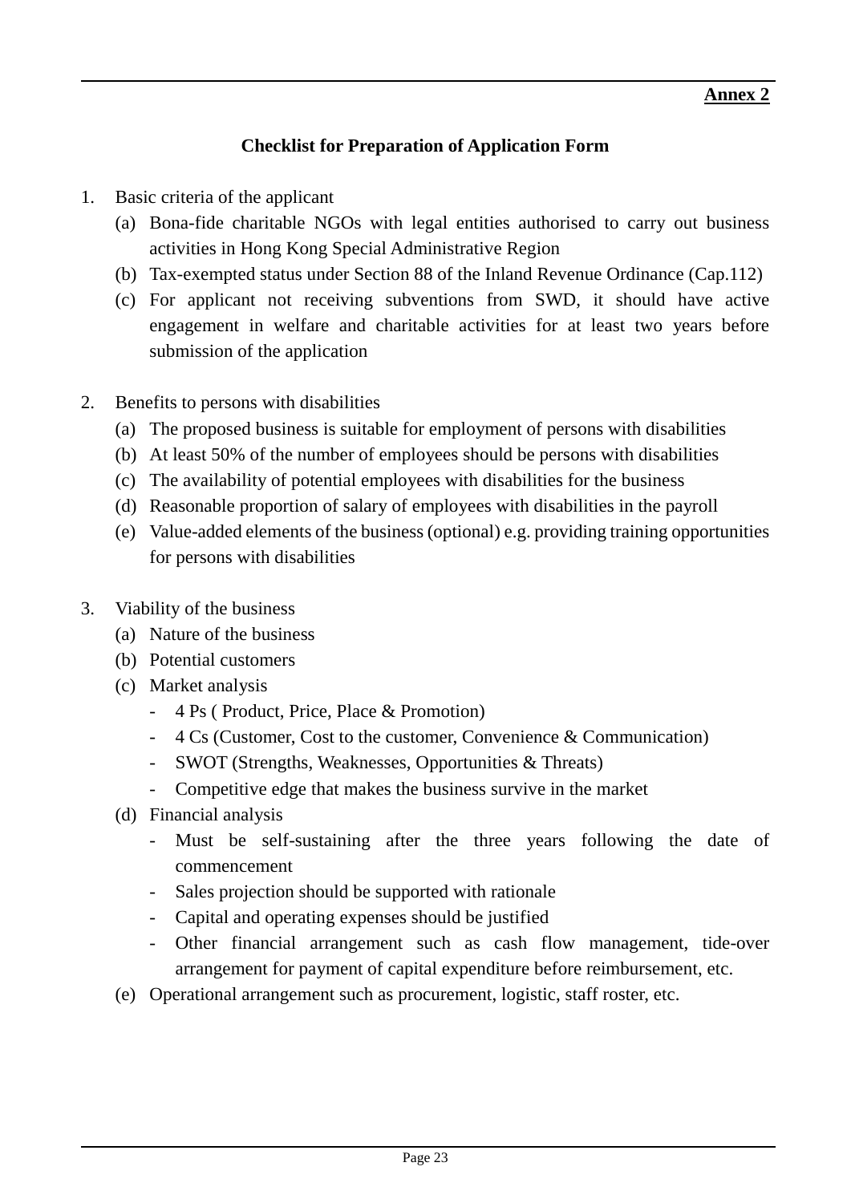**Annex 2**

## Checklist for Preparation of Application Form

1. Basic criteria of the applicant
   (a) Bona-fide charitable NGOs with legal entities authorised to carry out business activities in Hong Kong Special Administrative Region
   (b) Tax-exempted status under Section 88 of the Inland Revenue Ordinance (Cap.112)
   (c) For applicant not receiving subventions from SWD, it should have active engagement in welfare and charitable activities for at least two years before submission of the application

2. Benefits to persons with disabilities
   (a) The proposed business is suitable for employment of persons with disabilities
   (b) At least 50% of the number of employees should be persons with disabilities
   (c) The availability of potential employees with disabilities for the business
   (d) Reasonable proportion of salary of employees with disabilities in the payroll
   (e) Value-added elements of the business (optional) e.g. providing training opportunities for persons with disabilities

3. Viability of the business
   (a) Nature of the business
   (b) Potential customers
   (c) Market analysis
      - 4 Ps ( Product, Price, Place & Promotion)
      - 4 Cs (Customer, Cost to the customer, Convenience & Communication)
      - SWOT (Strengths, Weaknesses, Opportunities & Threats)
      - Competitive edge that makes the business survive in the market
   (d) Financial analysis
      - Must be self-sustaining after the three years following the date of commencement
      - Sales projection should be supported with rationale
      - Capital and operating expenses should be justified
      - Other financial arrangement such as cash flow management, tide-over arrangement for payment of capital expenditure before reimbursement, etc.
   (e) Operational arrangement such as procurement, logistic, staff roster, etc.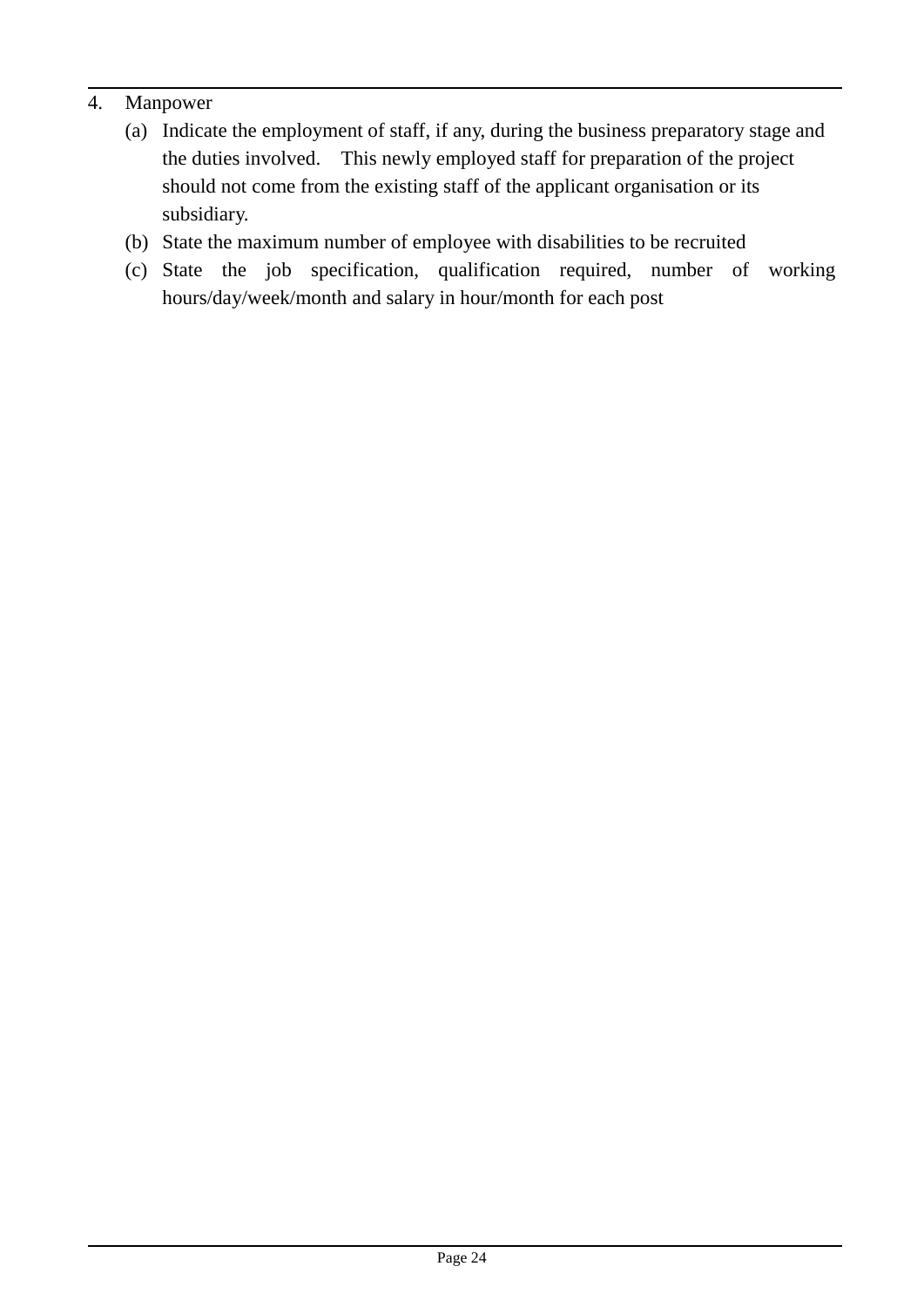4. Manpower
   - (a) Indicate the employment of staff, if any, during the business preparatory stage and the duties involved. This newly employed staff for preparation of the project should not come from the existing staff of the applicant organisation or its subsidiary.
   - (b) State the maximum number of employee with disabilities to be recruited
   - (c) State the job specification, qualification required, number of working hours/day/week/month and salary in hour/month for each post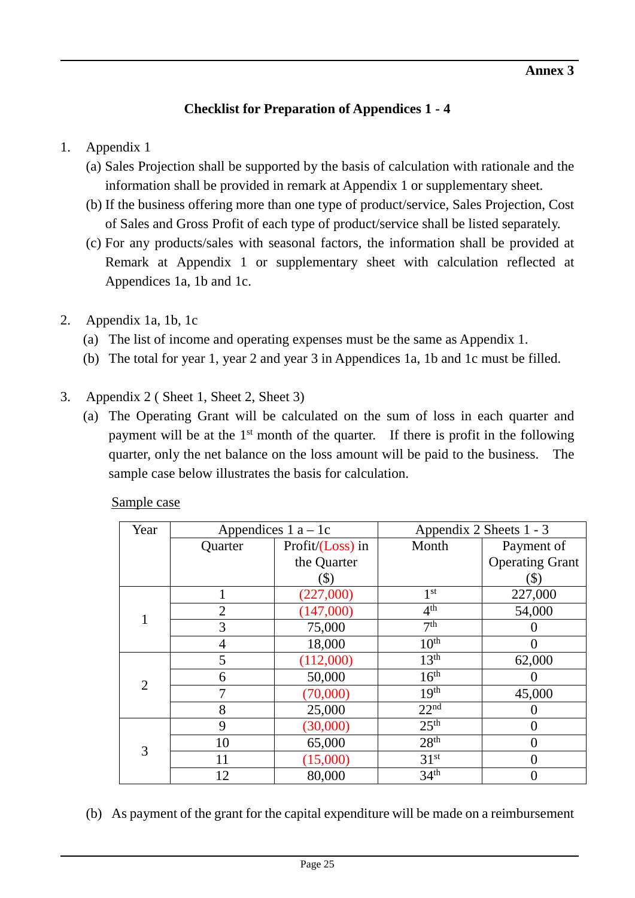**Annex 3**

## Checklist for Preparation of Appendices 1 - 4

1. Appendix 1
   (a) Sales Projection shall be supported by the basis of calculation with rationale and the information shall be provided in remark at Appendix 1 or supplementary sheet.
   (b) If the business offering more than one type of product/service, Sales Projection, Cost of Sales and Gross Profit of each type of product/service shall be listed separately.
   (c) For any products/sales with seasonal factors, the information shall be provided at Remark at Appendix 1 or supplementary sheet with calculation reflected at Appendices 1a, 1b and 1c.

2. Appendix 1a, 1b, 1c
   (a) The list of income and operating expenses must be the same as Appendix 1.
   (b) The total for year 1, year 2 and year 3 in Appendices 1a, 1b and 1c must be filled.

3. Appendix 2 ( Sheet 1, Sheet 2, Sheet 3)
   (a) The Operating Grant will be calculated on the sum of loss in each quarter and payment will be at the 1st month of the quarter. If there is profit in the following quarter, only the net balance on the loss amount will be paid to the business. The sample case below illustrates the basis for calculation.

<u>Sample case</u>

| Year | Appendices 1 a – 1c | | Appendix 2 Sheets 1 - 3 | |
|---|---|---|---|---|
| | Quarter | Profit/(Loss) in the Quarter ($) | Month | Payment of Operating Grant ($) |
| 1 | 1 | (227,000) | 1st | 227,000 |
| | 2 | (147,000) | 4th | 54,000 |
| | 3 | 75,000 | 7th | 0 |
| | 4 | 18,000 | 10th | 0 |
| 2 | 5 | (112,000) | 13th | 62,000 |
| | 6 | 50,000 | 16th | 0 |
| | 7 | (70,000) | 19th | 45,000 |
| | 8 | 25,000 | 22nd | 0 |
| 3 | 9 | (30,000) | 25th | 0 |
| | 10 | 65,000 | 28th | 0 |
| | 11 | (15,000) | 31st | 0 |
| | 12 | 80,000 | 34th | 0 |

   (b) As payment of the grant for the capital expenditure will be made on a reimbursement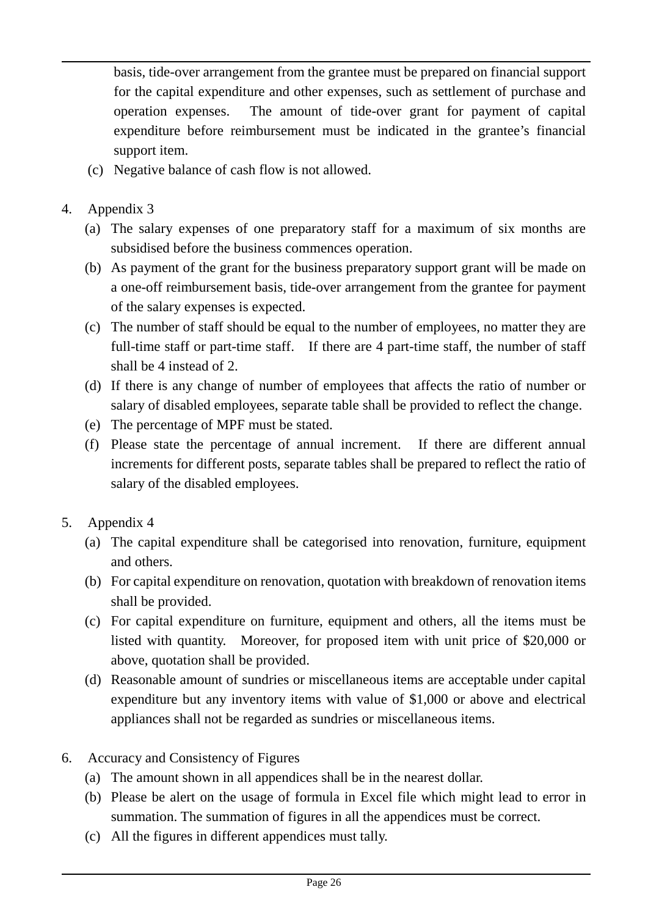basis, tide-over arrangement from the grantee must be prepared on financial support for the capital expenditure and other expenses, such as settlement of purchase and operation expenses. The amount of tide-over grant for payment of capital expenditure before reimbursement must be indicated in the grantee's financial support item.

(c) Negative balance of cash flow is not allowed.

4. Appendix 3
   (a) The salary expenses of one preparatory staff for a maximum of six months are subsidised before the business commences operation.
   (b) As payment of the grant for the business preparatory support grant will be made on a one-off reimbursement basis, tide-over arrangement from the grantee for payment of the salary expenses is expected.
   (c) The number of staff should be equal to the number of employees, no matter they are full-time staff or part-time staff. If there are 4 part-time staff, the number of staff shall be 4 instead of 2.
   (d) If there is any change of number of employees that affects the ratio of number or salary of disabled employees, separate table shall be provided to reflect the change.
   (e) The percentage of MPF must be stated.
   (f) Please state the percentage of annual increment. If there are different annual increments for different posts, separate tables shall be prepared to reflect the ratio of salary of the disabled employees.

5. Appendix 4
   (a) The capital expenditure shall be categorised into renovation, furniture, equipment and others.
   (b) For capital expenditure on renovation, quotation with breakdown of renovation items shall be provided.
   (c) For capital expenditure on furniture, equipment and others, all the items must be listed with quantity. Moreover, for proposed item with unit price of $20,000 or above, quotation shall be provided.
   (d) Reasonable amount of sundries or miscellaneous items are acceptable under capital expenditure but any inventory items with value of $1,000 or above and electrical appliances shall not be regarded as sundries or miscellaneous items.

6. Accuracy and Consistency of Figures
   (a) The amount shown in all appendices shall be in the nearest dollar.
   (b) Please be alert on the usage of formula in Excel file which might lead to error in summation. The summation of figures in all the appendices must be correct.
   (c) All the figures in different appendices must tally.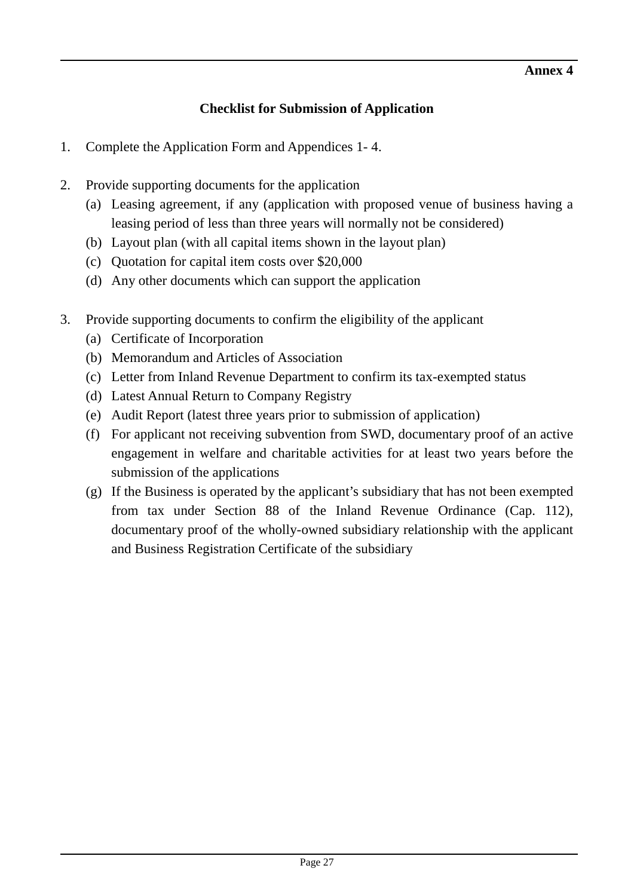**Annex 4**

## Checklist for Submission of Application

1. Complete the Application Form and Appendices 1- 4.

2. Provide supporting documents for the application
   (a) Leasing agreement, if any (application with proposed venue of business having a leasing period of less than three years will normally not be considered)
   (b) Layout plan (with all capital items shown in the layout plan)
   (c) Quotation for capital item costs over $20,000
   (d) Any other documents which can support the application

3. Provide supporting documents to confirm the eligibility of the applicant
   (a) Certificate of Incorporation
   (b) Memorandum and Articles of Association
   (c) Letter from Inland Revenue Department to confirm its tax-exempted status
   (d) Latest Annual Return to Company Registry
   (e) Audit Report (latest three years prior to submission of application)
   (f) For applicant not receiving subvention from SWD, documentary proof of an active engagement in welfare and charitable activities for at least two years before the submission of the applications
   (g) If the Business is operated by the applicant's subsidiary that has not been exempted from tax under Section 88 of the Inland Revenue Ordinance (Cap. 112), documentary proof of the wholly-owned subsidiary relationship with the applicant and Business Registration Certificate of the subsidiary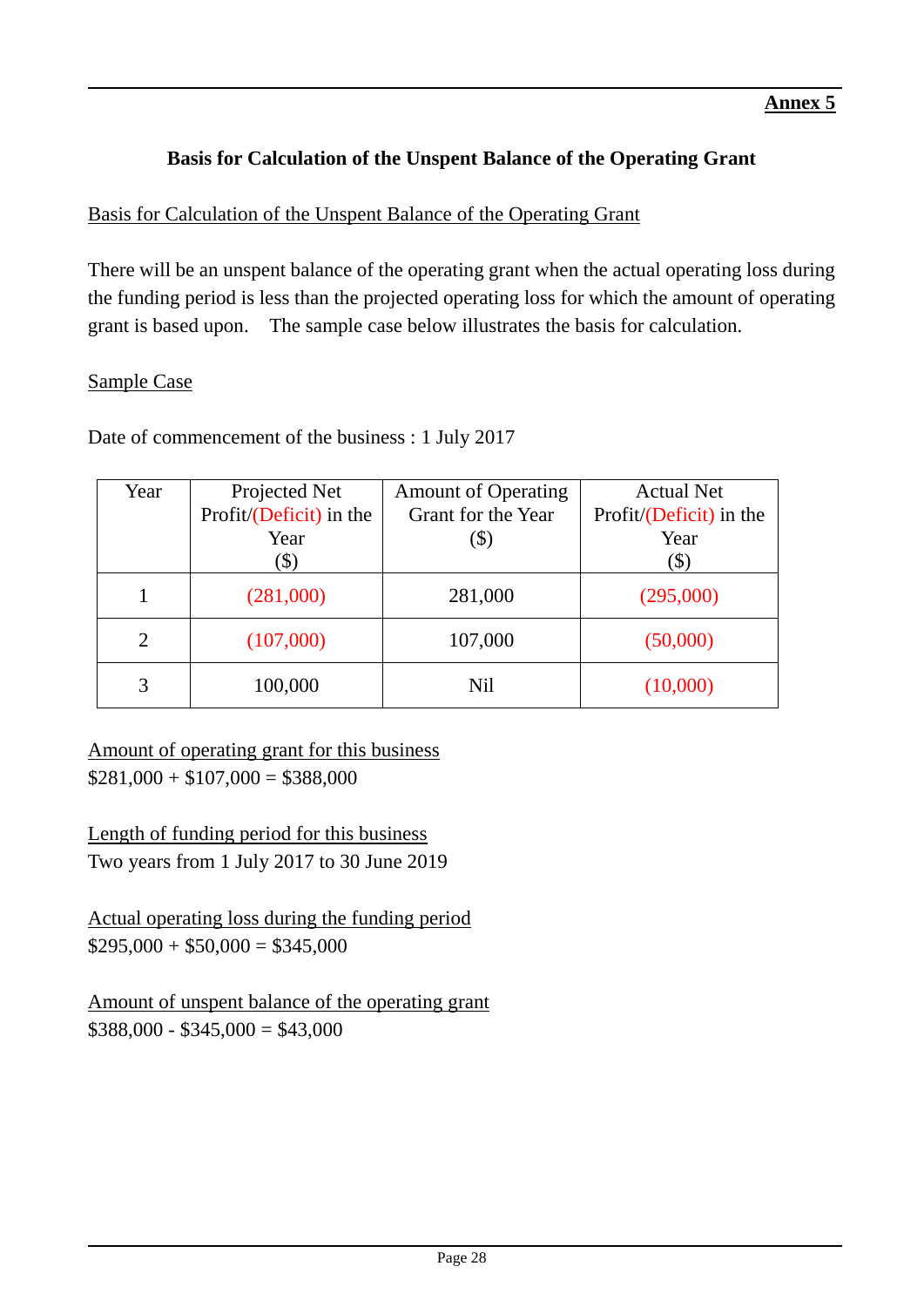**Annex 5**

## Basis for Calculation of the Unspent Balance of the Operating Grant

Basis for Calculation of the Unspent Balance of the Operating Grant

There will be an unspent balance of the operating grant when the actual operating loss during the funding period is less than the projected operating loss for which the amount of operating grant is based upon. The sample case below illustrates the basis for calculation.

Sample Case

Date of commencement of the business : 1 July 2017

| Year | Projected Net Profit/(Deficit) in the Year ($) | Amount of Operating Grant for the Year ($) | Actual Net Profit/(Deficit) in the Year ($) |
|---|---|---|---|
| 1 | (281,000) | 281,000 | (295,000) |
| 2 | (107,000) | 107,000 | (50,000) |
| 3 | 100,000 | Nil | (10,000) |

Amount of operating grant for this business
$281,000 + $107,000 = $388,000

Length of funding period for this business
Two years from 1 July 2017 to 30 June 2019

Actual operating loss during the funding period
$295,000 + $50,000 = $345,000

Amount of unspent balance of the operating grant
$388,000 - $345,000 = $43,000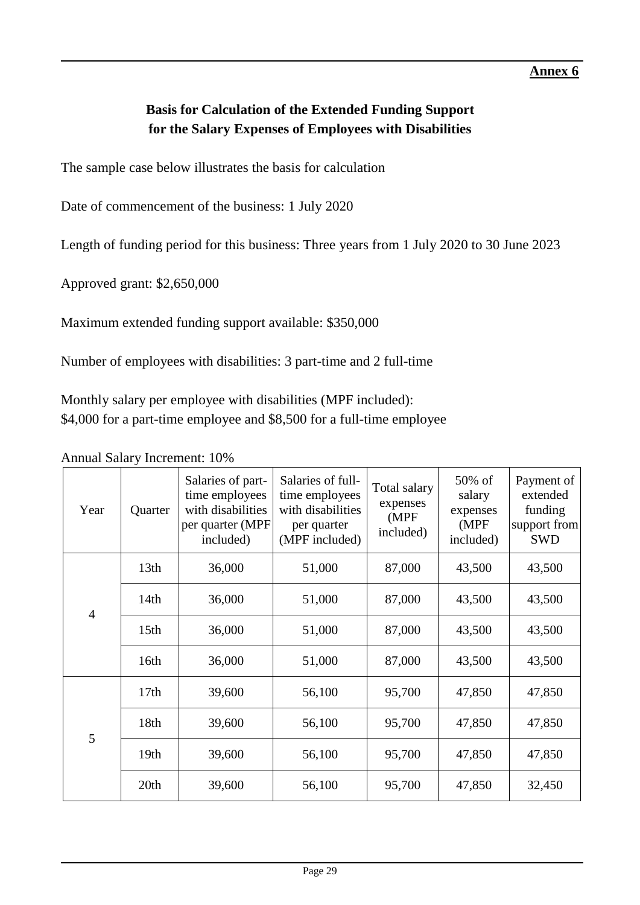**Annex 6**

## Basis for Calculation of the Extended Funding Support for the Salary Expenses of Employees with Disabilities

The sample case below illustrates the basis for calculation

Date of commencement of the business: 1 July 2020

Length of funding period for this business: Three years from 1 July 2020 to 30 June 2023

Approved grant: $2,650,000

Maximum extended funding support available: $350,000

Number of employees with disabilities: 3 part-time and 2 full-time

Monthly salary per employee with disabilities (MPF included):
$4,000 for a part-time employee and $8,500 for a full-time employee

Annual Salary Increment: 10%

| Year | Quarter | Salaries of part-time employees with disabilities per quarter (MPF included) | Salaries of full-time employees with disabilities per quarter (MPF included) | Total salary expenses (MPF included) | 50% of salary expenses (MPF included) | Payment of extended funding support from SWD |
|---|---|---|---|---|---|---|
| 4 | 13th | 36,000 | 51,000 | 87,000 | 43,500 | 43,500 |
| | 14th | 36,000 | 51,000 | 87,000 | 43,500 | 43,500 |
| | 15th | 36,000 | 51,000 | 87,000 | 43,500 | 43,500 |
| | 16th | 36,000 | 51,000 | 87,000 | 43,500 | 43,500 |
| 5 | 17th | 39,600 | 56,100 | 95,700 | 47,850 | 47,850 |
| | 18th | 39,600 | 56,100 | 95,700 | 47,850 | 47,850 |
| | 19th | 39,600 | 56,100 | 95,700 | 47,850 | 47,850 |
| | 20th | 39,600 | 56,100 | 95,700 | 47,850 | 32,450 |